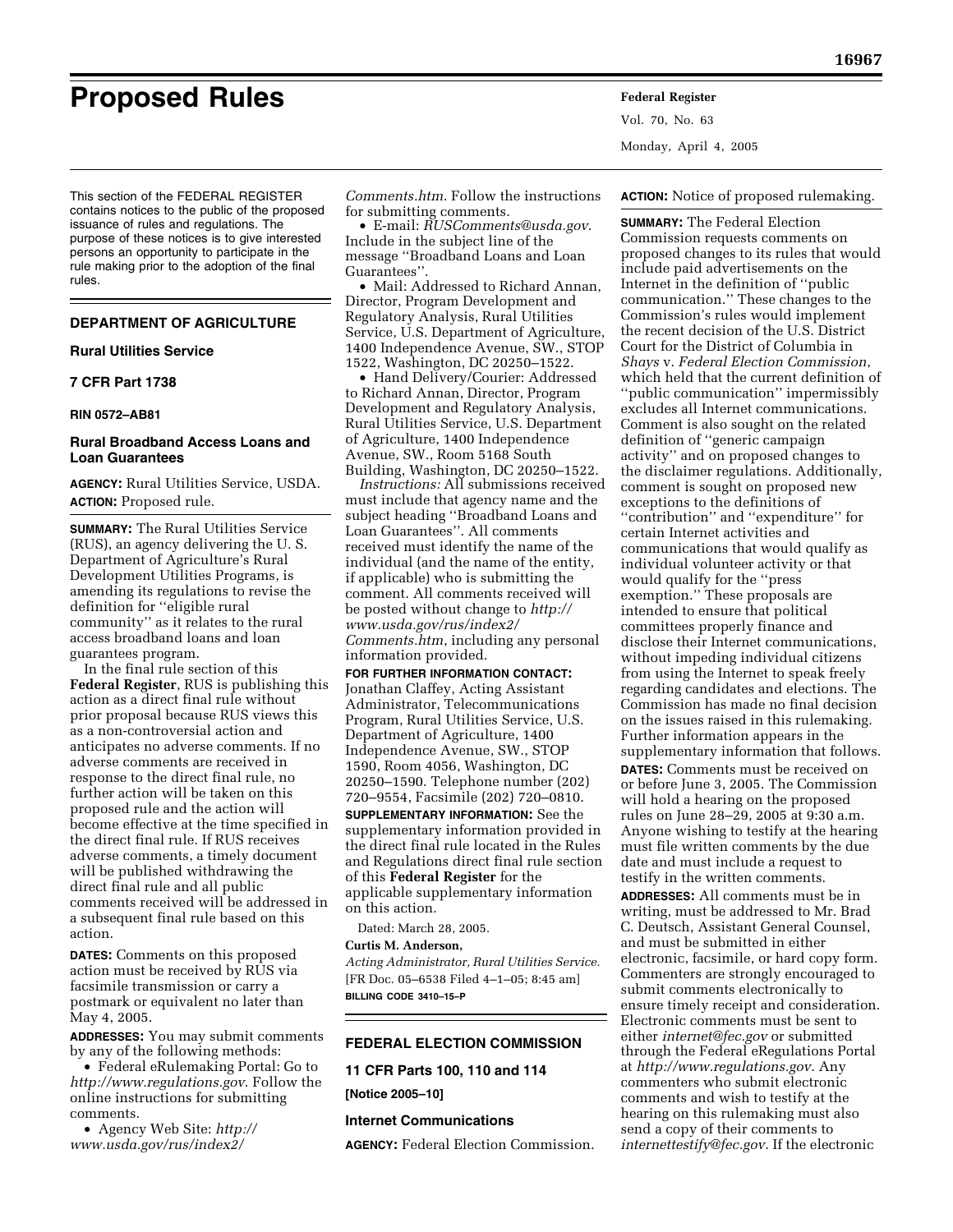# Proposed Rules

This section of the FEDERAL REGISTER contains notices to the public of the proposed issuance of rules and regulations. The purpose of these notices is to give interested persons an opportunity to participate in the rule making prior to the adoption of the final rules.

## DEPARTMENT OF AGRICULTURE

### Rural Utilities Service

### 7 CFR Part 1738

**RIN 0572–AB81**

### Rural Broadband Access Loans and Loan Guarantees

**AGENCY:** Rural Utilities Service, USDA.

**ACTION:** Proposed rule.

**SUMMARY:** The Rural Utilities Service (RUS), an agency delivering the U. S. Department of Agriculture's Rural Development Utilities Programs, is amending its regulations to revise the definition for ''eligible rural community'' as it relates to the rural access broadband loans and loan guarantees program.

In the final rule section of this **Federal Register**, RUS is publishing this action as a direct final rule without prior proposal because RUS views this as a non-controversial action and anticipates no adverse comments. If no adverse comments are received in response to the direct final rule, no further action will be taken on this proposed rule and the action will become effective at the time specified in the direct final rule. If RUS receives adverse comments, a timely document will be published withdrawing the direct final rule and all public comments received will be addressed in a subsequent final rule based on this action.

**DATES:** Comments on this proposed action must be received by RUS via facsimile transmission or carry a postmark or equivalent no later than May 4, 2005.

**ADDRESSES:** You may submit comments by any of the following methods:

- Federal eRulemaking Portal: Go to *http://www.regulations.gov*. Follow the online instructions for submitting comments.
- Agency Web Site: *http://www.usda.gov/rus/index2/Comments.htm*. Follow the instructions for submitting comments.
- E-mail: *RUSComments@usda.gov*. Include in the subject line of the message ''Broadband Loans and Loan Guarantees''.
- Mail: Addressed to Richard Annan, Director, Program Development and Regulatory Analysis, Rural Utilities Service, U.S. Department of Agriculture, 1400 Independence Avenue, SW., STOP 1522, Washington, DC 20250–1522.
- Hand Delivery/Courier: Addressed to Richard Annan, Director, Program Development and Regulatory Analysis, Rural Utilities Service, U.S. Department of Agriculture, 1400 Independence Avenue, SW., Room 5168 South Building, Washington, DC 20250–1522.

*Instructions:* All submissions received must include that agency name and the subject heading ''Broadband Loans and Loan Guarantees''. All comments received must identify the name of the individual (and the name of the entity, if applicable) who is submitting the comment. All comments received will be posted without change to *http://www.usda.gov/rus/index2/Comments.htm*, including any personal information provided.

**FOR FURTHER INFORMATION CONTACT:** Jonathan Claffey, Acting Assistant Administrator, Telecommunications Program, Rural Utilities Service, U.S. Department of Agriculture, 1400 Independence Avenue, SW., STOP 1590, Room 4056, Washington, DC 20250–1590. Telephone number (202) 720–9554, Facsimile (202) 720–0810.

**SUPPLEMENTARY INFORMATION:** See the supplementary information provided in the direct final rule located in the Rules and Regulations direct final rule section of this **Federal Register** for the applicable supplementary information on this action.

Dated: March 28, 2005.

**Curtis M. Anderson,**

*Acting Administrator, Rural Utilities Service.*

[FR Doc. 05–6538 Filed 4–1–05; 8:45 am]

**BILLING CODE 3410–15–P**

## FEDERAL ELECTION COMMISSION

### 11 CFR Parts 100, 110 and 114

**[Notice 2005–10]**

### Internet Communications

**AGENCY:** Federal Election Commission.

**ACTION:** Notice of proposed rulemaking.

**SUMMARY:** The Federal Election Commission requests comments on proposed changes to its rules that would include paid advertisements on the Internet in the definition of ''public communication.'' These changes to the Commission's rules would implement the recent decision of the U.S. District Court for the District of Columbia in *Shays* v. *Federal Election Commission*, which held that the current definition of ''public communication'' impermissibly excludes all Internet communications. Comment is also sought on the related definition of ''generic campaign activity'' and on proposed changes to the disclaimer regulations. Additionally, comment is sought on proposed new exceptions to the definitions of ''contribution'' and ''expenditure'' for certain Internet activities and communications that would qualify as individual volunteer activity or that would qualify for the ''press exemption.'' These proposals are intended to ensure that political committees properly finance and disclose their Internet communications, without impeding individual citizens from using the Internet to speak freely regarding candidates and elections. The Commission has made no final decision on the issues raised in this rulemaking. Further information appears in the supplementary information that follows.

**DATES:** Comments must be received on or before June 3, 2005. The Commission will hold a hearing on the proposed rules on June 28–29, 2005 at 9:30 a.m. Anyone wishing to testify at the hearing must file written comments by the due date and must include a request to testify in the written comments.

**ADDRESSES:** All comments must be in writing, must be addressed to Mr. Brad C. Deutsch, Assistant General Counsel, and must be submitted in either electronic, facsimile, or hard copy form. Commenters are strongly encouraged to submit comments electronically to ensure timely receipt and consideration. Electronic comments must be sent to either *internet@fec.gov* or submitted through the Federal eRegulations Portal at *http://www.regulations.gov*. Any commenters who submit electronic comments and wish to testify at the hearing on this rulemaking must also send a copy of their comments to *internettestify@fec.gov*. If the electronic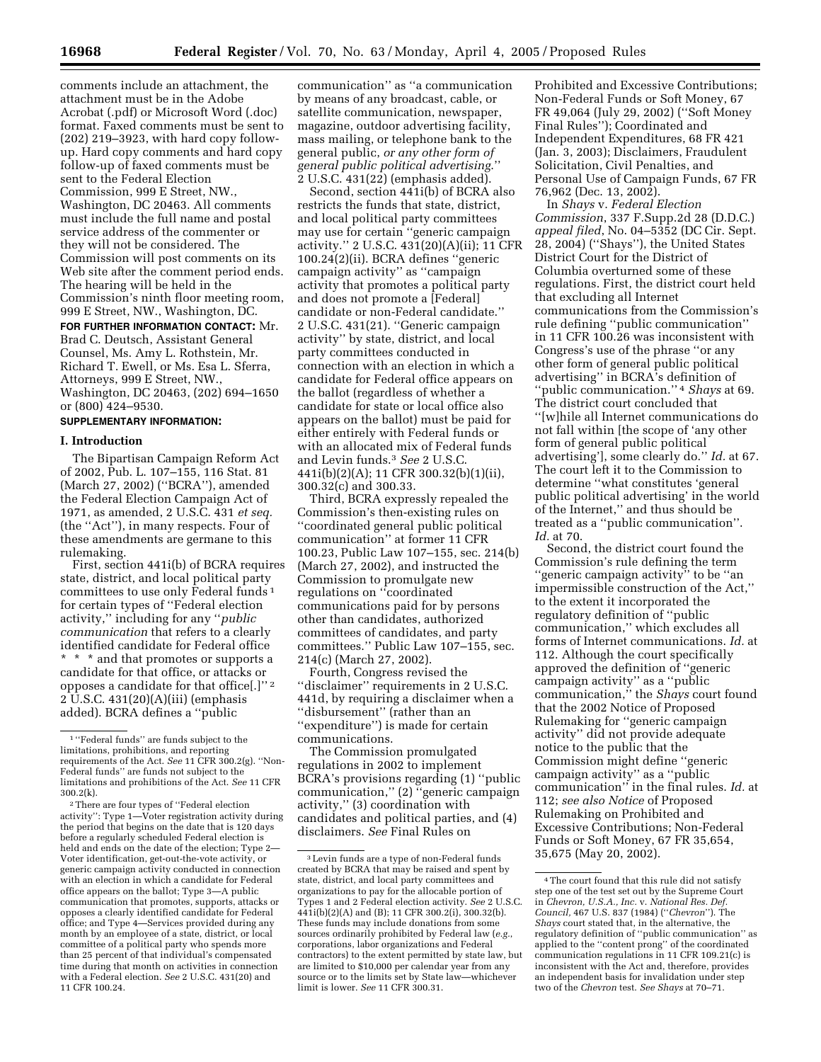comments include an attachment, the attachment must be in the Adobe Acrobat (.pdf) or Microsoft Word (.doc) format. Faxed comments must be sent to (202) 219–3923, with hard copy follow-up. Hard copy comments and hard copy follow-up of faxed comments must be sent to the Federal Election Commission, 999 E Street, NW., Washington, DC 20463. All comments must include the full name and postal service address of the commenter or they will not be considered. The Commission will post comments on its Web site after the comment period ends. The hearing will be held in the Commission's ninth floor meeting room, 999 E Street, NW., Washington, DC.

**FOR FURTHER INFORMATION CONTACT:** Mr. Brad C. Deutsch, Assistant General Counsel, Ms. Amy L. Rothstein, Mr. Richard T. Ewell, or Ms. Esa L. Sferra, Attorneys, 999 E Street, NW., Washington, DC 20463, (202) 694–1650 or (800) 424–9530.

**SUPPLEMENTARY INFORMATION:**

## I. Introduction

The Bipartisan Campaign Reform Act of 2002, Pub. L. 107–155, 116 Stat. 81 (March 27, 2002) (''BCRA''), amended the Federal Election Campaign Act of 1971, as amended, 2 U.S.C. 431 *et seq.* (the ''Act''), in many respects. Four of these amendments are germane to this rulemaking.

First, section 441i(b) of BCRA requires state, district, and local political party committees to use only Federal funds [1] for certain types of ''Federal election activity,'' including for any ''*public communication* that refers to a clearly identified candidate for Federal office * * * and that promotes or supports a candidate for that office, or attacks or opposes a candidate for that office[.]'' [2] 2 U.S.C. 431(20)(A)(iii) (emphasis added). BCRA defines a ''public communication'' as ''a communication by means of any broadcast, cable, or satellite communication, newspaper, magazine, outdoor advertising facility, mass mailing, or telephone bank to the general public, *or any other form of general public political advertising.*'' 2 U.S.C. 431(22) (emphasis added).

Second, section 441i(b) of BCRA also restricts the funds that state, district, and local political party committees may use for certain ''generic campaign activity.'' 2 U.S.C. 431(20)(A)(ii); 11 CFR 100.24(2)(ii). BCRA defines ''generic campaign activity'' as ''campaign activity that promotes a political party and does not promote a [Federal] candidate or non-Federal candidate.'' 2 U.S.C. 431(21). ''Generic campaign activity'' by state, district, and local party committees conducted in connection with an election in which a candidate for Federal office appears on the ballot (regardless of whether a candidate for state or local office also appears on the ballot) must be paid for either entirely with Federal funds or with an allocated mix of Federal funds and Levin funds.[3] *See* 2 U.S.C. 441i(b)(2)(A); 11 CFR 300.32(b)(1)(ii), 300.32(c) and 300.33.

Third, BCRA expressly repealed the Commission's then-existing rules on ''coordinated general public political communication'' at former 11 CFR 100.23, Public Law 107–155, sec. 214(b) (March 27, 2002), and instructed the Commission to promulgate new regulations on ''coordinated communications paid for by persons other than candidates, authorized committees of candidates, and party committees.'' Public Law 107–155, sec. 214(c) (March 27, 2002).

Fourth, Congress revised the ''disclaimer'' requirements in 2 U.S.C. 441d, by requiring a disclaimer when a ''disbursement'' (rather than an ''expenditure'') is made for certain communications.

The Commission promulgated regulations in 2002 to implement BCRA's provisions regarding (1) ''public communication,'' (2) ''generic campaign activity,'' (3) coordination with candidates and political parties, and (4) disclaimers. *See* Final Rules on Prohibited and Excessive Contributions; Non-Federal Funds or Soft Money, 67 FR 49,064 (July 29, 2002) (''Soft Money Final Rules''); Coordinated and Independent Expenditures, 68 FR 421 (Jan. 3, 2003); Disclaimers, Fraudulent Solicitation, Civil Penalties, and Personal Use of Campaign Funds, 67 FR 76,962 (Dec. 13, 2002).

In *Shays* v. *Federal Election Commission*, 337 F.Supp.2d 28 (D.D.C.) *appeal filed*, No. 04–5352 (DC Cir. Sept. 28, 2004) (''Shays''), the United States District Court for the District of Columbia overturned some of these regulations. First, the district court held that excluding all Internet communications from the Commission's rule defining ''public communication'' in 11 CFR 100.26 was inconsistent with Congress's use of the phrase ''or any other form of general public political advertising'' in BCRA's definition of ''public communication.'' [4] *Shays* at 69. The district court concluded that ''[w]hile all Internet communications do not fall within [the scope of 'any other form of general public political advertising'], some clearly do.'' *Id.* at 67. The court left it to the Commission to determine ''what constitutes 'general public political advertising' in the world of the Internet,'' and thus should be treated as a ''public communication''. *Id.* at 70.

Second, the district court found the Commission's rule defining the term ''generic campaign activity'' to be ''an impermissible construction of the Act,'' to the extent it incorporated the regulatory definition of ''public communication,'' which excludes all forms of Internet communications. *Id.* at 112. Although the court specifically approved the definition of ''generic campaign activity'' as a ''public communication,'' the *Shays* court found that the 2002 Notice of Proposed Rulemaking for ''generic campaign activity'' did not provide adequate notice to the public that the Commission might define ''generic campaign activity'' as a ''public communication'' in the final rules. *Id.* at 112; *see also Notice* of Proposed Rulemaking on Prohibited and Excessive Contributions; Non-Federal Funds or Soft Money, 67 FR 35,654, 35,675 (May 20, 2002).

---

[1] ''Federal funds'' are funds subject to the limitations, prohibitions, and reporting requirements of the Act. *See* 11 CFR 300.2(g). ''Non-Federal funds'' are funds not subject to the limitations and prohibitions of the Act. *See* 11 CFR 300.2(k).

[2] There are four types of ''Federal election activity'': Type 1—Voter registration activity during the period that begins on the date that is 120 days before a regularly scheduled Federal election is held and ends on the date of the election; Type 2—Voter identification, get-out-the-vote activity, or generic campaign activity conducted in connection with an election in which a candidate for Federal office appears on the ballot; Type 3—A public communication that promotes, supports, attacks or opposes a clearly identified candidate for Federal office; and Type 4—Services provided during any month by an employee of a state, district, or local committee of a political party who spends more than 25 percent of that individual's compensated time during that month on activities in connection with a Federal election. *See* 2 U.S.C. 431(20) and 11 CFR 100.24.

[3] Levin funds are a type of non-Federal funds created by BCRA that may be raised and spent by state, district, and local party committees and organizations to pay for the allocable portion of Types 1 and 2 Federal election activity. *See* 2 U.S.C. 441i(b)(2)(A) and (B); 11 CFR 300.2(i), 300.32(b). These funds may include donations from some sources ordinarily prohibited by Federal law (*e.g.*, corporations, labor organizations and Federal contractors) to the extent permitted by state law, but are limited to $10,000 per calendar year from any source or to the limits set by State law—whichever limit is lower. *See* 11 CFR 300.31.

[4] The court found that this rule did not satisfy step one of the test set out by the Supreme Court in *Chevron, U.S.A., Inc.* v. *National Res. Def. Council*, 467 U.S. 837 (1984) (''*Chevron*''). The *Shays* court stated that, in the alternative, the regulatory definition of ''public communication'' as applied to the ''content prong'' of the coordinated communication regulations in 11 CFR 109.21(c) is inconsistent with the Act and, therefore, provides an independent basis for invalidation under step two of the *Chevron* test. *See Shays* at 70–71.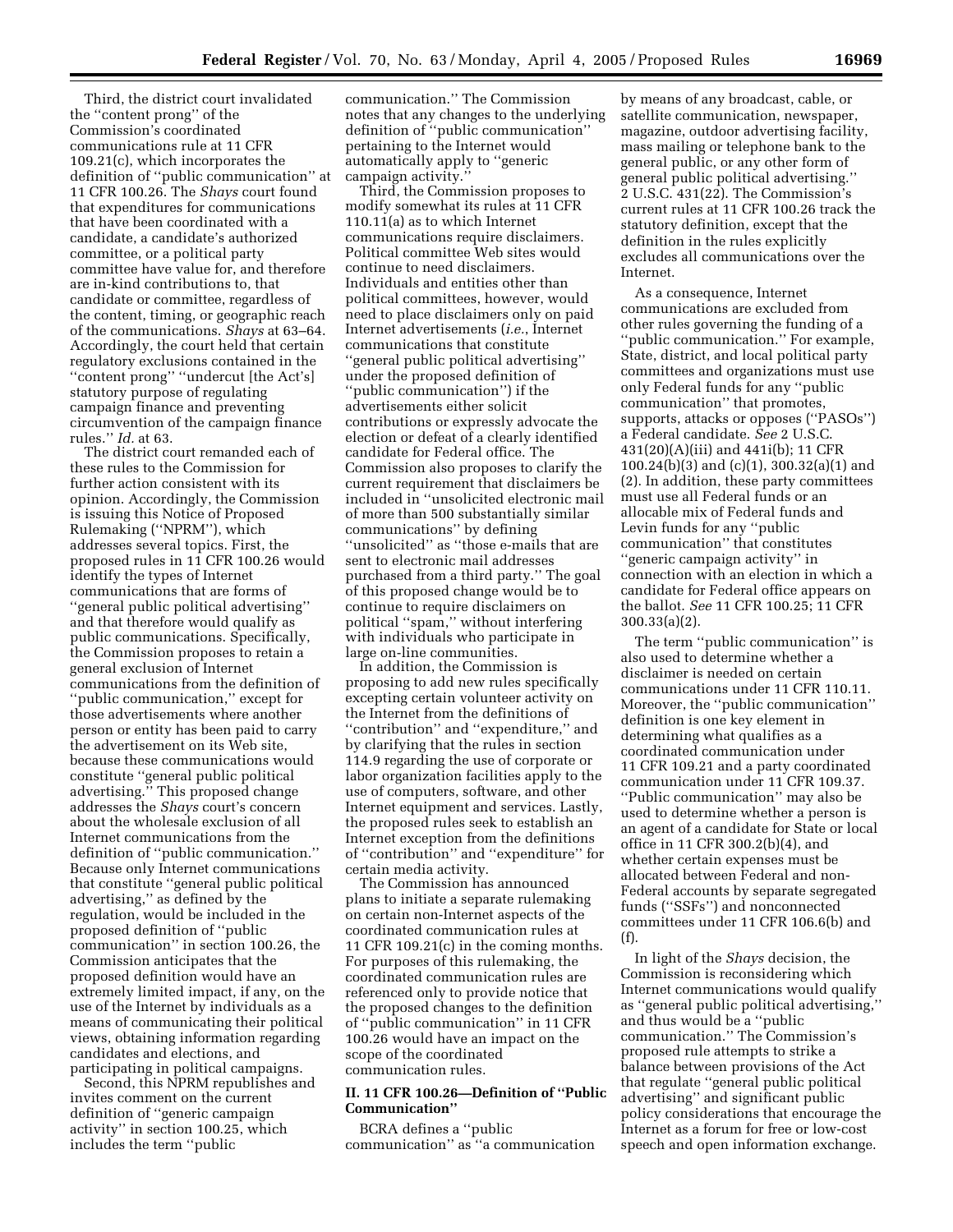Third, the district court invalidated the ''content prong'' of the Commission's coordinated communications rule at 11 CFR 109.21(c), which incorporates the definition of ''public communication'' at 11 CFR 100.26. The *Shays* court found that expenditures for communications that have been coordinated with a candidate, a candidate's authorized committee, or a political party committee have value for, and therefore are in-kind contributions to, that candidate or committee, regardless of the content, timing, or geographic reach of the communications. *Shays* at 63–64. Accordingly, the court held that certain regulatory exclusions contained in the ''content prong'' ''undercut [the Act's] statutory purpose of regulating campaign finance and preventing circumvention of the campaign finance rules.'' *Id.* at 63.

The district court remanded each of these rules to the Commission for further action consistent with its opinion. Accordingly, the Commission is issuing this Notice of Proposed Rulemaking (''NPRM''), which addresses several topics. First, the proposed rules in 11 CFR 100.26 would identify the types of Internet communications that are forms of ''general public political advertising'' and that therefore would qualify as public communications. Specifically, the Commission proposes to retain a general exclusion of Internet communications from the definition of ''public communication,'' except for those advertisements where another person or entity has been paid to carry the advertisement on its Web site, because these communications would constitute ''general public political advertising.'' This proposed change addresses the *Shays* court's concern about the wholesale exclusion of all Internet communications from the definition of ''public communication.'' Because only Internet communications that constitute ''general public political advertising,'' as defined by the regulation, would be included in the proposed definition of ''public communication'' in section 100.26, the Commission anticipates that the proposed definition would have an extremely limited impact, if any, on the use of the Internet by individuals as a means of communicating their political views, obtaining information regarding candidates and elections, and participating in political campaigns.

Second, this NPRM republishes and invites comment on the current definition of ''generic campaign activity'' in section 100.25, which includes the term ''public communication.'' The Commission notes that any changes to the underlying definition of ''public communication'' pertaining to the Internet would automatically apply to ''generic campaign activity.''

Third, the Commission proposes to modify somewhat its rules at 11 CFR 110.11(a) as to which Internet communications require disclaimers. Political committee Web sites would continue to need disclaimers. Individuals and entities other than political committees, however, would need to place disclaimers only on paid Internet advertisements (*i.e.,* Internet communications that constitute ''general public political advertising'' under the proposed definition of ''public communication'') if the advertisements either solicit contributions or expressly advocate the election or defeat of a clearly identified candidate for Federal office. The Commission also proposes to clarify the current requirement that disclaimers be included in ''unsolicited electronic mail of more than 500 substantially similar communications'' by defining ''unsolicited'' as ''those e-mails that are sent to electronic mail addresses purchased from a third party.'' The goal of this proposed change would be to continue to require disclaimers on political ''spam,'' without interfering with individuals who participate in large on-line communities.

In addition, the Commission is proposing to add new rules specifically excepting certain volunteer activity on the Internet from the definitions of ''contribution'' and ''expenditure,'' and by clarifying that the rules in section 114.9 regarding the use of corporate or labor organization facilities apply to the use of computers, software, and other Internet equipment and services. Lastly, the proposed rules seek to establish an Internet exception from the definitions of ''contribution'' and ''expenditure'' for certain media activity.

The Commission has announced plans to initiate a separate rulemaking on certain non-Internet aspects of the coordinated communication rules at 11 CFR 109.21(c) in the coming months. For purposes of this rulemaking, the coordinated communication rules are referenced only to provide notice that the proposed changes to the definition of ''public communication'' in 11 CFR 100.26 would have an impact on the scope of the coordinated communication rules.

## II. 11 CFR 100.26—Definition of ''Public Communication''

BCRA defines a ''public communication'' as ''a communication by means of any broadcast, cable, or satellite communication, newspaper, magazine, outdoor advertising facility, mass mailing or telephone bank to the general public, or any other form of general public political advertising.'' 2 U.S.C. 431(22). The Commission's current rules at 11 CFR 100.26 track the statutory definition, except that the definition in the rules explicitly excludes all communications over the Internet.

As a consequence, Internet communications are excluded from other rules governing the funding of a ''public communication.'' For example, State, district, and local political party committees and organizations must use only Federal funds for any ''public communication'' that promotes, supports, attacks or opposes (''PASOs'') a Federal candidate. *See* 2 U.S.C. 431(20)(A)(iii) and 441i(b); 11 CFR 100.24(b)(3) and (c)(1), 300.32(a)(1) and (2). In addition, these party committees must use all Federal funds or an allocable mix of Federal funds and Levin funds for any ''public communication'' that constitutes ''generic campaign activity'' in connection with an election in which a candidate for Federal office appears on the ballot. *See* 11 CFR 100.25; 11 CFR 300.33(a)(2).

The term ''public communication'' is also used to determine whether a disclaimer is needed on certain communications under 11 CFR 110.11. Moreover, the ''public communication'' definition is one key element in determining what qualifies as a coordinated communication under 11 CFR 109.21 and a party coordinated communication under 11 CFR 109.37. ''Public communication'' may also be used to determine whether a person is an agent of a candidate for State or local office in 11 CFR 300.2(b)(4), and whether certain expenses must be allocated between Federal and non-Federal accounts by separate segregated funds (''SSFs'') and nonconnected committees under 11 CFR 106.6(b) and (f).

In light of the *Shays* decision, the Commission is reconsidering which Internet communications would qualify as ''general public political advertising,'' and thus would be a ''public communication.'' The Commission's proposed rule attempts to strike a balance between provisions of the Act that regulate ''general public political advertising'' and significant public policy considerations that encourage the Internet as a forum for free or low-cost speech and open information exchange.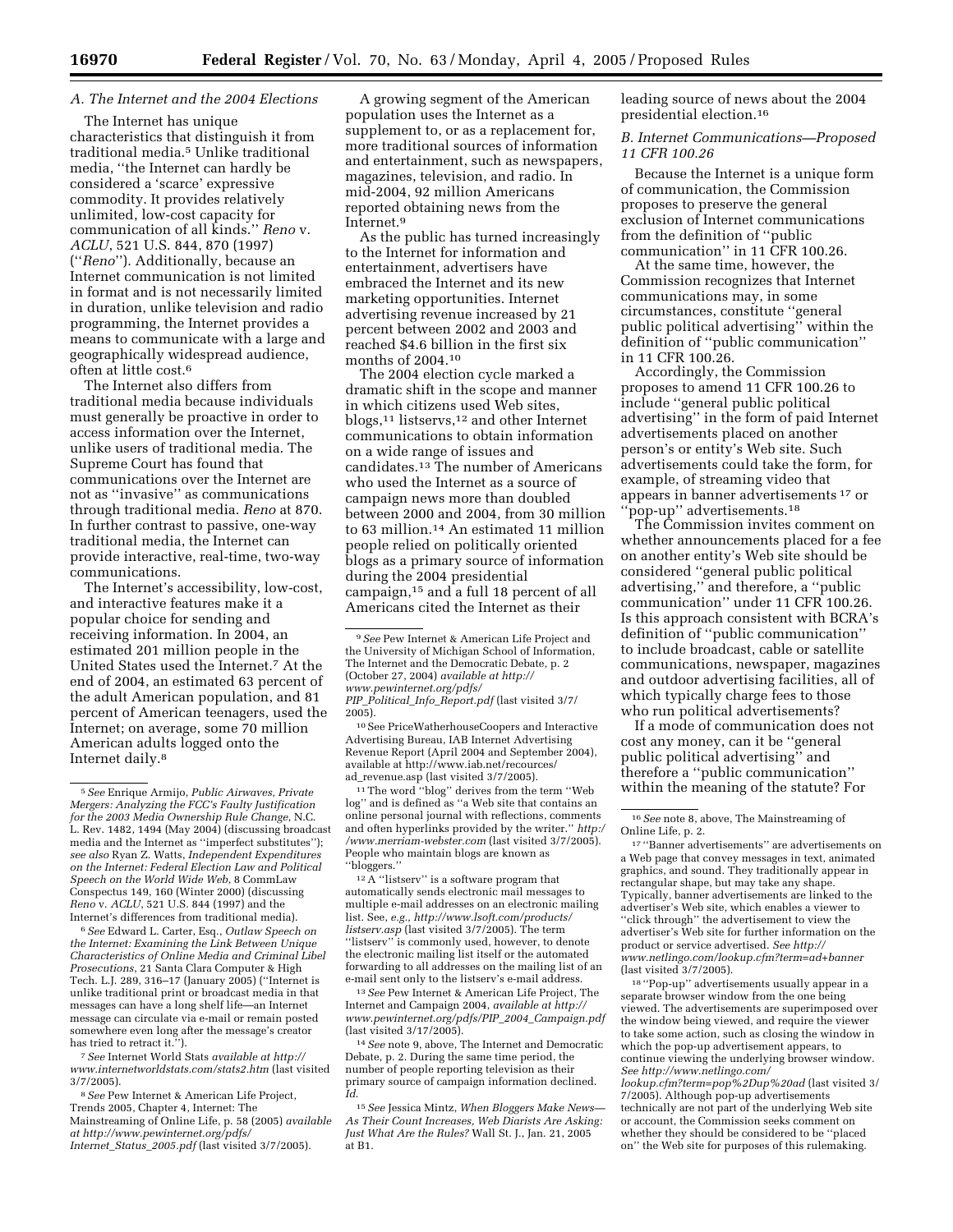### *A. The Internet and the 2004 Elections*

The Internet has unique characteristics that distinguish it from traditional media.[5] Unlike traditional media, ''the Internet can hardly be considered a 'scarce' expressive commodity. It provides relatively unlimited, low-cost capacity for communication of all kinds.'' *Reno* v. *ACLU*, 521 U.S. 844, 870 (1997) (''*Reno*''). Additionally, because an Internet communication is not limited in format and is not necessarily limited in duration, unlike television and radio programming, the Internet provides a means to communicate with a large and geographically widespread audience, often at little cost.[6]

The Internet also differs from traditional media because individuals must generally be proactive in order to access information over the Internet, unlike users of traditional media. The Supreme Court has found that communications over the Internet are not as ''invasive'' as communications through traditional media. *Reno* at 870. In further contrast to passive, one-way traditional media, the Internet can provide interactive, real-time, two-way communications.

The Internet's accessibility, low-cost, and interactive features make it a popular choice for sending and receiving information. In 2004, an estimated 201 million people in the United States used the Internet.[7] At the end of 2004, an estimated 63 percent of the adult American population, and 81 percent of American teenagers, used the Internet; on average, some 70 million American adults logged onto the Internet daily.[8]

A growing segment of the American population uses the Internet as a supplement to, or as a replacement for, more traditional sources of information and entertainment, such as newspapers, magazines, television, and radio. In mid-2004, 92 million Americans reported obtaining news from the Internet.[9]

As the public has turned increasingly to the Internet for information and entertainment, advertisers have embraced the Internet and its new marketing opportunities. Internet advertising revenue increased by 21 percent between 2002 and 2003 and reached $4.6 billion in the first six months of 2004.[10]

The 2004 election cycle marked a dramatic shift in the scope and manner in which citizens used Web sites, blogs,[11] listservs,[12] and other Internet communications to obtain information on a wide range of issues and candidates.[13] The number of Americans who used the Internet as a source of campaign news more than doubled between 2000 and 2004, from 30 million to 63 million.[14] An estimated 11 million people relied on politically oriented blogs as a primary source of information during the 2004 presidential campaign,[15] and a full 18 percent of all Americans cited the Internet as their leading source of news about the 2004 presidential election.[16]

### *B. Internet Communications—Proposed 11 CFR 100.26*

Because the Internet is a unique form of communication, the Commission proposes to preserve the general exclusion of Internet communications from the definition of ''public communication'' in 11 CFR 100.26.

At the same time, however, the Commission recognizes that Internet communications may, in some circumstances, constitute ''general public political advertising'' within the definition of ''public communication'' in 11 CFR 100.26.

Accordingly, the Commission proposes to amend 11 CFR 100.26 to include ''general public political advertising'' in the form of paid Internet advertisements placed on another person's or entity's Web site. Such advertisements could take the form, for example, of streaming video that appears in banner advertisements[17] or ''pop-up'' advertisements.[18]

The Commission invites comment on whether announcements placed for a fee on another entity's Web site should be considered ''general public political advertising,'' and therefore, a ''public communication'' under 11 CFR 100.26. Is this approach consistent with BCRA's definition of ''public communication'' to include broadcast, cable or satellite communications, newspaper, magazines and outdoor advertising facilities, all of which typically charge fees to those who run political advertisements?

If a mode of communication does not cost any money, can it be ''general public political advertising'' and therefore a ''public communication'' within the meaning of the statute? For

---

[5] *See* Enrique Armijo, *Public Airwaves, Private Mergers: Analyzing the FCC's Faulty Justification for the 2003 Media Ownership Rule Change*, N.C. L. Rev. 1482, 1494 (May 2004) (discussing broadcast media and the Internet as ''imperfect substitutes''); *see also* Ryan Z. Watts, *Independent Expenditures on the Internet: Federal Election Law and Political Speech on the World Wide Web*, 8 CommLaw Conspectus 149, 160 (Winter 2000) (discussing *Reno* v. *ACLU*, 521 U.S. 844 (1997) and the Internet's differences from traditional media).

[6] *See* Edward L. Carter, Esq., *Outlaw Speech on the Internet: Examining the Link Between Unique Characteristics of Online Media and Criminal Libel Prosecutions*, 21 Santa Clara Computer & High Tech. L.J. 289, 316–17 (January 2005) (''Internet is unlike traditional print or broadcast media in that messages can have a long shelf life—an Internet message can circulate via e-mail or remain posted somewhere even long after the message's creator has tried to retract it.'').

[7] *See* Internet World Stats *available at http://www.internetworldstats.com/stats2.htm* (last visited 3/7/2005).

[8] *See* Pew Internet & American Life Project, Trends 2005, Chapter 4, Internet: The Mainstreaming of Online Life, p. 58 (2005) *available at http://www.pewinternet.org/pdfs/Internet_Status_2005.pdf* (last visited 3/7/2005).

[9] *See* Pew Internet & American Life Project and the University of Michigan School of Information, The Internet and the Democratic Debate, p. 2 (October 27, 2004) *available at http://www.pewinternet.org/pdfs/PIP_Political_Info_Report.pdf* (last visited 3/7/2005).

[10] See PriceWatherhouseCoopers and Interactive Advertising Bureau, IAB Internet Advertising Revenue Report (April 2004 and September 2004), available at http://www.iab.net/recources/ad_revenue.asp (last visited 3/7/2005).

[11] The word ''blog'' derives from the term ''Web log'' and is defined as ''a Web site that contains an online personal journal with reflections, comments and often hyperlinks provided by the writer.'' *http://www.merriam-webster.com* (last visited 3/7/2005). People who maintain blogs are known as ''bloggers.''

[12] A ''listserv'' is a software program that automatically sends electronic mail messages to multiple e-mail addresses on an electronic mailing list. See, *e.g., http://www.lsoft.com/products/listserv.asp* (last visited 3/7/2005). The term ''listserv'' is commonly used, however, to denote the electronic mailing list itself or the automated forwarding to all addresses on the mailing list of an e-mail sent only to the listserv's e-mail address.

[13] *See* Pew Internet & American Life Project, The Internet and Campaign 2004, *available at http://www.pewinternet.org/pdfs/PIP_2004_Campaign.pdf* (last visited 3/17/2005).

[14] *See* note 9, above, The Internet and Democratic Debate, p. 2. During the same time period, the number of people reporting television as their primary source of campaign information declined. *Id.*

[15] *See* Jessica Mintz, *When Bloggers Make News—As Their Count Increases, Web Diarists Are Asking: Just What Are the Rules?* Wall St. J., Jan. 21, 2005 at B1.

[16] *See* note 8, above, The Mainstreaming of Online Life, p. 2.

[17] ''Banner advertisements'' are advertisements on a Web page that convey messages in text, animated graphics, and sound. They traditionally appear in rectangular shape, but may take any shape. Typically, banner advertisements are linked to the advertiser's Web site, which enables a viewer to ''click through'' the advertisement to view the advertiser's Web site for further information on the product or service advertised. *See http://www.netlingo.com/lookup.cfm?term=ad+banner* (last visited 3/7/2005).

[18] ''Pop-up'' advertisements usually appear in a separate browser window from the one being viewed. The advertisements are superimposed over the window being viewed, and require the viewer to take some action, such as closing the window in which the pop-up advertisement appears, to continue viewing the underlying browser window. *See http://www.netlingo.com/lookup.cfm?term=pop%2Dup%20ad* (last visited 3/7/2005). Although pop-up advertisements technically are not part of the underlying Web site or account, the Commission seeks comment on whether they should be considered to be ''placed on'' the Web site for purposes of this rulemaking.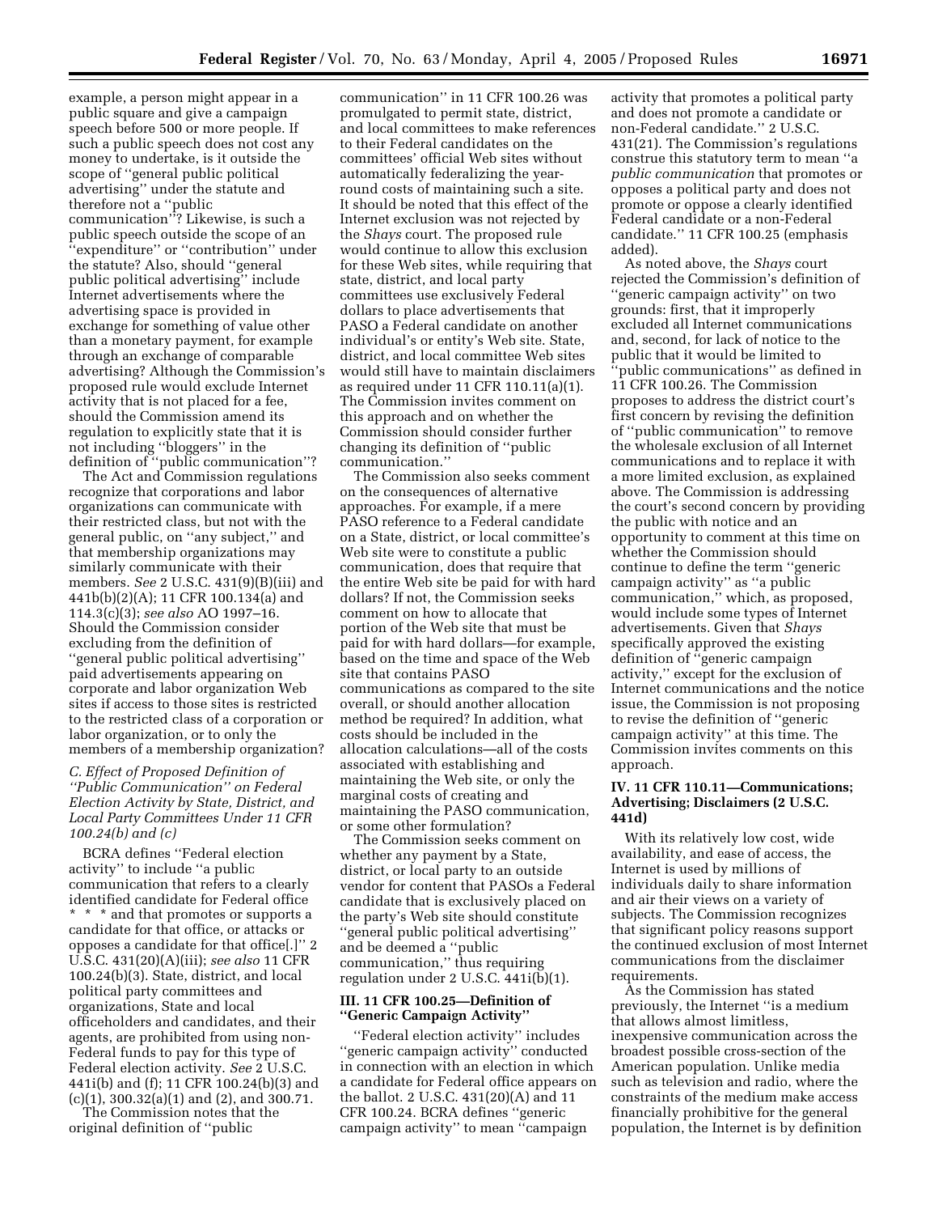example, a person might appear in a public square and give a campaign speech before 500 or more people. If such a public speech does not cost any money to undertake, is it outside the scope of ''general public political advertising'' under the statute and therefore not a ''public communication''? Likewise, is such a public speech outside the scope of an ''expenditure'' or ''contribution'' under the statute? Also, should ''general public political advertising'' include Internet advertisements where the advertising space is provided in exchange for something of value other than a monetary payment, for example through an exchange of comparable advertising? Although the Commission's proposed rule would exclude Internet activity that is not placed for a fee, should the Commission amend its regulation to explicitly state that it is not including ''bloggers'' in the definition of ''public communication''?

The Act and Commission regulations recognize that corporations and labor organizations can communicate with their restricted class, but not with the general public, on ''any subject,'' and that membership organizations may similarly communicate with their members. *See* 2 U.S.C. 431(9)(B)(iii) and 441b(b)(2)(A); 11 CFR 100.134(a) and 114.3(c)(3); *see also* AO 1997–16. Should the Commission consider excluding from the definition of ''general public political advertising'' paid advertisements appearing on corporate and labor organization Web sites if access to those sites is restricted to the restricted class of a corporation or labor organization, or to only the members of a membership organization?

### *C. Effect of Proposed Definition of ''Public Communication'' on Federal Election Activity by State, District, and Local Party Committees Under 11 CFR 100.24(b) and (c)*

BCRA defines ''Federal election activity'' to include ''a public communication that refers to a clearly identified candidate for Federal office * * * and that promotes or supports a candidate for that office, or attacks or opposes a candidate for that office[.]'' 2 U.S.C. 431(20)(A)(iii); *see also* 11 CFR 100.24(b)(3). State, district, and local political party committees and organizations, State and local officeholders and candidates, and their agents, are prohibited from using non-Federal funds to pay for this type of Federal election activity. *See* 2 U.S.C. 441i(b) and (f); 11 CFR 100.24(b)(3) and (c)(1), 300.32(a)(1) and (2), and 300.71.

The Commission notes that the original definition of ''public communication'' in 11 CFR 100.26 was promulgated to permit state, district, and local committees to make references to their Federal candidates on the committees' official Web sites without automatically federalizing the year-round costs of maintaining such a site. It should be noted that this effect of the Internet exclusion was not rejected by the *Shays* court. The proposed rule would continue to allow this exclusion for these Web sites, while requiring that state, district, and local party committees use exclusively Federal dollars to place advertisements that PASO a Federal candidate on another individual's or entity's Web site. State, district, and local committee Web sites would still have to maintain disclaimers as required under 11 CFR 110.11(a)(1). The Commission invites comment on this approach and on whether the Commission should consider further changing its definition of ''public communication.''

The Commission also seeks comment on the consequences of alternative approaches. For example, if a mere PASO reference to a Federal candidate on a State, district, or local committee's Web site were to constitute a public communication, does that require that the entire Web site be paid for with hard dollars? If not, the Commission seeks comment on how to allocate that portion of the Web site that must be paid for with hard dollars—for example, based on the time and space of the Web site that contains PASO communications as compared to the site overall, or should another allocation method be required? In addition, what costs should be included in the allocation calculations—all of the costs associated with establishing and maintaining the Web site, or only the marginal costs of creating and maintaining the PASO communication, or some other formulation?

The Commission seeks comment on whether any payment by a State, district, or local party to an outside vendor for content that PASOs a Federal candidate that is exclusively placed on the party's Web site should constitute ''general public political advertising'' and be deemed a ''public communication,'' thus requiring regulation under 2 U.S.C. 441i(b)(1).

## III. 11 CFR 100.25—Definition of ''Generic Campaign Activity''

''Federal election activity'' includes ''generic campaign activity'' conducted in connection with an election in which a candidate for Federal office appears on the ballot. 2 U.S.C. 431(20)(A) and 11 CFR 100.24. BCRA defines ''generic campaign activity'' to mean ''campaign activity that promotes a political party and does not promote a candidate or non-Federal candidate.'' 2 U.S.C. 431(21). The Commission's regulations construe this statutory term to mean ''a *public communication* that promotes or opposes a political party and does not promote or oppose a clearly identified Federal candidate or a non-Federal candidate.'' 11 CFR 100.25 (emphasis added).

As noted above, the *Shays* court rejected the Commission's definition of ''generic campaign activity'' on two grounds: first, that it improperly excluded all Internet communications and, second, for lack of notice to the public that it would be limited to ''public communications'' as defined in 11 CFR 100.26. The Commission proposes to address the district court's first concern by revising the definition of ''public communication'' to remove the wholesale exclusion of all Internet communications and to replace it with a more limited exclusion, as explained above. The Commission is addressing the court's second concern by providing the public with notice and an opportunity to comment at this time on whether the Commission should continue to define the term ''generic campaign activity'' as ''a public communication,'' which, as proposed, would include some types of Internet advertisements. Given that *Shays* specifically approved the existing definition of ''generic campaign activity,'' except for the exclusion of Internet communications and the notice issue, the Commission is not proposing to revise the definition of ''generic campaign activity'' at this time. The Commission invites comments on this approach.

## IV. 11 CFR 110.11—Communications; Advertising; Disclaimers (2 U.S.C. 441d)

With its relatively low cost, wide availability, and ease of access, the Internet is used by millions of individuals daily to share information and air their views on a variety of subjects. The Commission recognizes that significant policy reasons support the continued exclusion of most Internet communications from the disclaimer requirements.

As the Commission has stated previously, the Internet ''is a medium that allows almost limitless, inexpensive communication across the broadest possible cross-section of the American population. Unlike media such as television and radio, where the constraints of the medium make access financially prohibitive for the general population, the Internet is by definition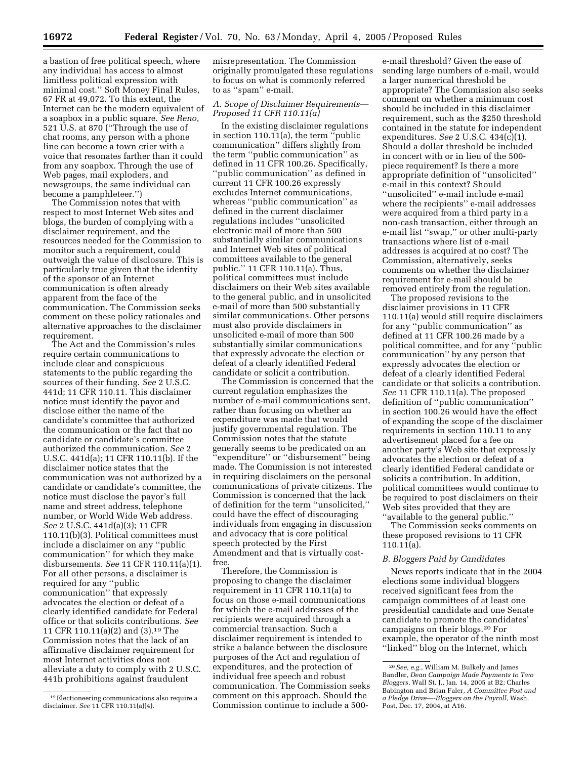a bastion of free political speech, where any individual has access to almost limitless political expression with minimal cost.'' Soft Money Final Rules, 67 FR at 49,072. To this extent, the Internet can be the modern equivalent of a soapbox in a public square. *See Reno,* 521 U.S. at 870 (''Through the use of chat rooms, any person with a phone line can become a town crier with a voice that resonates farther than it could from any soapbox. Through the use of Web pages, mail exploders, and newsgroups, the same individual can become a pamphleteer.'')

The Commission notes that with respect to most Internet Web sites and blogs, the burden of complying with a disclaimer requirement, and the resources needed for the Commission to monitor such a requirement, could outweigh the value of disclosure. This is particularly true given that the identity of the sponsor of an Internet communication is often already apparent from the face of the communication. The Commission seeks comment on these policy rationales and alternative approaches to the disclaimer requirement.

The Act and the Commission's rules require certain communications to include clear and conspicuous statements to the public regarding the sources of their funding. *See* 2 U.S.C. 441d; 11 CFR 110.11. This disclaimer notice must identify the payor and disclose either the name of the candidate's committee that authorized the communication or the fact that no candidate or candidate's committee authorized the communication. *See* 2 U.S.C. 441d(a); 11 CFR 110.11(b). If the disclaimer notice states that the communication was not authorized by a candidate or candidate's committee, the notice must disclose the payor's full name and street address, telephone number, or World Wide Web address. *See* 2 U.S.C. 441d(a)(3); 11 CFR 110.11(b)(3). Political committees must include a disclaimer on any ''public communication'' for which they make disbursements. *See* 11 CFR 110.11(a)(1). For all other persons, a disclaimer is required for any ''public communication'' that expressly advocates the election or defeat of a clearly identified candidate for Federal office or that solicits contributions. *See* 11 CFR 110.11(a)(2) and (3).[19] The Commission notes that the lack of an affirmative disclaimer requirement for most Internet activities does not alleviate a duty to comply with 2 U.S.C. 441h prohibitions against fraudulent misrepresentation. The Commission originally promulgated these regulations to focus on what is commonly referred to as ''spam'' e-mail.

*A. Scope of Disclaimer Requirements—Proposed 11 CFR 110.11(a)*

In the existing disclaimer regulations in section 110.11(a), the term ''public communication'' differs slightly from the term ''public communication'' as defined in 11 CFR 100.26. Specifically, ''public communication'' as defined in current 11 CFR 100.26 expressly excludes Internet communications, whereas ''public communication'' as defined in the current disclaimer regulations includes ''unsolicited electronic mail of more than 500 substantially similar communications and Internet Web sites of political committees available to the general public.'' 11 CFR 110.11(a). Thus, political committees must include disclaimers on their Web sites available to the general public, and in unsolicited e-mail of more than 500 substantially similar communications. Other persons must also provide disclaimers in unsolicited e-mail of more than 500 substantially similar communications that expressly advocate the election or defeat of a clearly identified Federal candidate or solicit a contribution.

The Commission is concerned that the current regulation emphasizes the number of e-mail communications sent, rather than focusing on whether an expenditure was made that would justify governmental regulation. The Commission notes that the statute generally seems to be predicated on an ''expenditure'' or ''disbursement'' being made. The Commission is not interested in requiring disclaimers on the personal communications of private citizens. The Commission is concerned that the lack of definition for the term ''unsolicited,'' could have the effect of discouraging individuals from engaging in discussion and advocacy that is core political speech protected by the First Amendment and that is virtually cost-free.

Therefore, the Commission is proposing to change the disclaimer requirement in 11 CFR 110.11(a) to focus on those e-mail communications for which the e-mail addresses of the recipients were acquired through a commercial transaction. Such a disclaimer requirement is intended to strike a balance between the disclosure purposes of the Act and regulation of expenditures, and the protection of individual free speech and robust communication. The Commission seeks comment on this approach. Should the Commission continue to include a 500-e-mail threshold? Given the ease of sending large numbers of e-mail, would a larger numerical threshold be appropriate? The Commission also seeks comment on whether a minimum cost should be included in this disclaimer requirement, such as the $250 threshold contained in the statute for independent expenditures. *See* 2 U.S.C. 434(c)(1). Should a dollar threshold be included in concert with or in lieu of the 500-piece requirement? Is there a more appropriate definition of ''unsolicited'' e-mail in this context? Should ''unsolicited'' e-mail include e-mail where the recipients'' e-mail addresses were acquired from a third party in a non-cash transaction, either through an e-mail list ''swap,'' or other multi-party transactions where list of e-mail addresses is acquired at no cost? The Commission, alternatively, seeks comments on whether the disclaimer requirement for e-mail should be removed entirely from the regulation.

The proposed revisions to the disclaimer provisions in 11 CFR 110.11(a) would still require disclaimers for any ''public communication'' as defined at 11 CFR 100.26 made by a political committee, and for any ''public communication'' by any person that expressly advocates the election or defeat of a clearly identified Federal candidate or that solicits a contribution. *See* 11 CFR 110.11(a). The proposed definition of ''public communication'' in section 100.26 would have the effect of expanding the scope of the disclaimer requirements in section 110.11 to any advertisement placed for a fee on another party's Web site that expressly advocates the election or defeat of a clearly identified Federal candidate or solicits a contribution. In addition, political committees would continue to be required to post disclaimers on their Web sites provided that they are ''available to the general public.''

The Commission seeks comments on these proposed revisions to 11 CFR 110.11(a).

*B. Bloggers Paid by Candidates*

News reports indicate that in the 2004 elections some individual bloggers received significant fees from the campaign committees of at least one presidential candidate and one Senate candidate to promote the candidates' campaigns on their blogs.[20] For example, the operator of the ninth most ''linked'' blog on the Internet, which

[19] Electioneering communications also require a disclaimer. *See* 11 CFR 110.11(a)(4).

[20] *See, e.g.*, William M. Bulkely and James Bandler, *Dean Campaign Made Payments to Two Bloggers*, Wall St. J., Jan. 14, 2005 at B2; Charles Babington and Brian Faler, *A Committee Post and a Pledge Drive—-Bloggers on the Payroll*, Wash. Post, Dec. 17, 2004, at A16.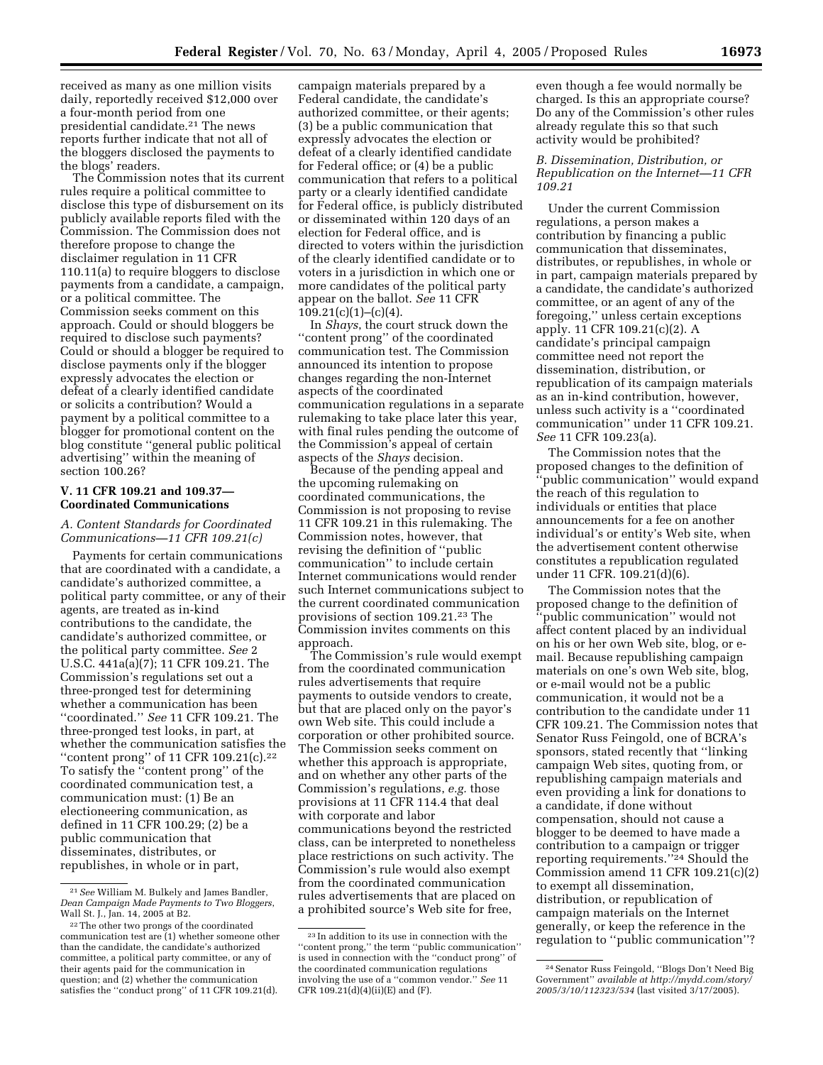received as many as one million visits daily, reportedly received $12,000 over a four-month period from one presidential candidate.[21] The news reports further indicate that not all of the bloggers disclosed the payments to the blogs' readers.

The Commission notes that its current rules require a political committee to disclose this type of disbursement on its publicly available reports filed with the Commission. The Commission does not therefore propose to change the disclaimer regulation in 11 CFR 110.11(a) to require bloggers to disclose payments from a candidate, a campaign, or a political committee. The Commission seeks comment on this approach. Could or should bloggers be required to disclose such payments? Could or should a blogger be required to disclose payments only if the blogger expressly advocates the election or defeat of a clearly identified candidate or solicits a contribution? Would a payment by a political committee to a blogger for promotional content on the blog constitute ''general public political advertising'' within the meaning of section 100.26?

## V. 11 CFR 109.21 and 109.37—Coordinated Communications

### A. Content Standards for Coordinated Communications—11 CFR 109.21(c)

Payments for certain communications that are coordinated with a candidate, a candidate's authorized committee, a political party committee, or any of their agents, are treated as in-kind contributions to the candidate, the candidate's authorized committee, or the political party committee. *See* 2 U.S.C. 441a(a)(7); 11 CFR 109.21. The Commission's regulations set out a three-pronged test for determining whether a communication has been ''coordinated.'' *See* 11 CFR 109.21. The three-pronged test looks, in part, at whether the communication satisfies the ''content prong'' of 11 CFR 109.21(c).[22] To satisfy the ''content prong'' of the coordinated communication test, a communication must: (1) Be an electioneering communication, as defined in 11 CFR 100.29; (2) be a public communication that disseminates, distributes, or republishes, in whole or in part, campaign materials prepared by a Federal candidate, the candidate's authorized committee, or their agents; (3) be a public communication that expressly advocates the election or defeat of a clearly identified candidate for Federal office; or (4) be a public communication that refers to a political party or a clearly identified candidate for Federal office, is publicly distributed or disseminated within 120 days of an election for Federal office, and is directed to voters within the jurisdiction of the clearly identified candidate or to voters in a jurisdiction in which one or more candidates of the political party appear on the ballot. *See* 11 CFR 109.21(c)(1)–(c)(4).

In *Shays*, the court struck down the ''content prong'' of the coordinated communication test. The Commission announced its intention to propose changes regarding the non-Internet aspects of the coordinated communication regulations in a separate rulemaking to take place later this year, with final rules pending the outcome of the Commission's appeal of certain aspects of the *Shays* decision.

Because of the pending appeal and the upcoming rulemaking on coordinated communications, the Commission is not proposing to revise 11 CFR 109.21 in this rulemaking. The Commission notes, however, that revising the definition of ''public communication'' to include certain Internet communications would render such Internet communications subject to the current coordinated communication provisions of section 109.21.[23] The Commission invites comments on this approach.

The Commission's rule would exempt from the coordinated communication rules advertisements that require payments to outside vendors to create, but that are placed only on the payor's own Web site. This could include a corporation or other prohibited source. The Commission seeks comment on whether this approach is appropriate, and on whether any other parts of the Commission's regulations, *e.g.* those provisions at 11 CFR 114.4 that deal with corporate and labor communications beyond the restricted class, can be interpreted to nonetheless place restrictions on such activity. The Commission's rule would also exempt from the coordinated communication rules advertisements that are placed on a prohibited source's Web site for free, even though a fee would normally be charged. Is this an appropriate course? Do any of the Commission's other rules already regulate this so that such activity would be prohibited?

### B. Dissemination, Distribution, or Republication on the Internet—11 CFR 109.21

Under the current Commission regulations, a person makes a contribution by financing a public communication that disseminates, distributes, or republishes, in whole or in part, campaign materials prepared by a candidate, the candidate's authorized committee, or an agent of any of the foregoing,'' unless certain exceptions apply. 11 CFR 109.21(c)(2). A candidate's principal campaign committee need not report the dissemination, distribution, or republication of its campaign materials as an in-kind contribution, however, unless such activity is a ''coordinated communication'' under 11 CFR 109.21. *See* 11 CFR 109.23(a).

The Commission notes that the proposed changes to the definition of ''public communication'' would expand the reach of this regulation to individuals or entities that place announcements for a fee on another individual's or entity's Web site, when the advertisement content otherwise constitutes a republication regulated under 11 CFR. 109.21(d)(6).

The Commission notes that the proposed change to the definition of ''public communication'' would not affect content placed by an individual on his or her own Web site, blog, or e-mail. Because republishing campaign materials on one's own Web site, blog, or e-mail would not be a public communication, it would not be a contribution to the candidate under 11 CFR 109.21. The Commission notes that Senator Russ Feingold, one of BCRA's sponsors, stated recently that ''linking campaign Web sites, quoting from, or republishing campaign materials and even providing a link for donations to a candidate, if done without compensation, should not cause a blogger to be deemed to have made a contribution to a campaign or trigger reporting requirements.''[24] Should the Commission amend 11 CFR 109.21(c)(2) to exempt all dissemination, distribution, or republication of campaign materials on the Internet generally, or keep the reference in the regulation to ''public communication''?

---

[21] *See* William M. Bulkely and James Bandler, *Dean Campaign Made Payments to Two Bloggers*, Wall St. J., Jan. 14, 2005 at B2.

[22] The other two prongs of the coordinated communication test are (1) whether someone other than the candidate, the candidate's authorized committee, a political party committee, or any of their agents paid for the communication in question; and (2) whether the communication satisfies the ''conduct prong'' of 11 CFR 109.21(d).

[23] In addition to its use in connection with the ''content prong,'' the term ''public communication'' is used in connection with the ''conduct prong'' of the coordinated communication regulations involving the use of a ''common vendor.'' *See* 11 CFR 109.21(d)(4)(ii)(E) and (F).

[24] Senator Russ Feingold, ''Blogs Don't Need Big Government'' *available at http://mydd.com/story/2005/3/10/112323/534* (last visited 3/17/2005).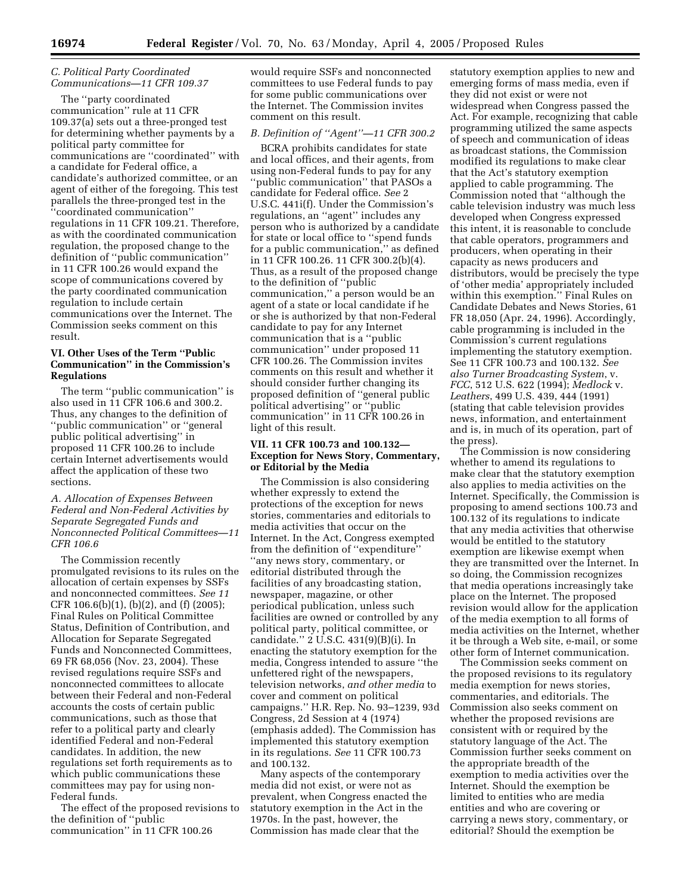### C. Political Party Coordinated Communications—11 CFR 109.37

The ''party coordinated communication'' rule at 11 CFR 109.37(a) sets out a three-pronged test for determining whether payments by a political party committee for communications are ''coordinated'' with a candidate for Federal office, a candidate's authorized committee, or an agent of either of the foregoing. This test parallels the three-pronged test in the ''coordinated communication'' regulations in 11 CFR 109.21. Therefore, as with the coordinated communication regulation, the proposed change to the definition of ''public communication'' in 11 CFR 100.26 would expand the scope of communications covered by the party coordinated communication regulation to include certain communications over the Internet. The Commission seeks comment on this result.

## VI. Other Uses of the Term ''Public Communication'' in the Commission's Regulations

The term ''public communication'' is also used in 11 CFR 106.6 and 300.2. Thus, any changes to the definition of ''public communication'' or ''general public political advertising'' in proposed 11 CFR 100.26 to include certain Internet advertisements would affect the application of these two sections.

### A. Allocation of Expenses Between Federal and Non-Federal Activities by Separate Segregated Funds and Nonconnected Political Committees—11 CFR 106.6

The Commission recently promulgated revisions to its rules on the allocation of certain expenses by SSFs and nonconnected committees. *See 11* CFR 106.6(b)(1), (b)(2), and (f) (2005); Final Rules on Political Committee Status, Definition of Contribution, and Allocation for Separate Segregated Funds and Nonconnected Committees, 69 FR 68,056 (Nov. 23, 2004). These revised regulations require SSFs and nonconnected committees to allocate between their Federal and non-Federal accounts the costs of certain public communications, such as those that refer to a political party and clearly identified Federal and non-Federal candidates. In addition, the new regulations set forth requirements as to which public communications these committees may pay for using non-Federal funds.

The effect of the proposed revisions to the definition of ''public communication'' in 11 CFR 100.26 would require SSFs and nonconnected committees to use Federal funds to pay for some public communications over the Internet. The Commission invites comment on this result.

### B. Definition of ''Agent''—11 CFR 300.2

BCRA prohibits candidates for state and local offices, and their agents, from using non-Federal funds to pay for any ''public communication'' that PASOs a candidate for Federal office. *See* 2 U.S.C. 441i(f). Under the Commission's regulations, an ''agent'' includes any person who is authorized by a candidate for state or local office to ''spend funds for a public communication,'' as defined in 11 CFR 100.26. 11 CFR 300.2(b)(4). Thus, as a result of the proposed change to the definition of ''public communication,'' a person would be an agent of a state or local candidate if he or she is authorized by that non-Federal candidate to pay for any Internet communication that is a ''public communication'' under proposed 11 CFR 100.26. The Commission invites comments on this result and whether it should consider further changing its proposed definition of ''general public political advertising'' or ''public communication'' in 11 CFR 100.26 in light of this result.

## VII. 11 CFR 100.73 and 100.132—Exception for News Story, Commentary, or Editorial by the Media

The Commission is also considering whether expressly to extend the protections of the exception for news stories, commentaries and editorials to media activities that occur on the Internet. In the Act, Congress exempted from the definition of ''expenditure'' ''any news story, commentary, or editorial distributed through the facilities of any broadcasting station, newspaper, magazine, or other periodical publication, unless such facilities are owned or controlled by any political party, political committee, or candidate.'' 2 U.S.C. 431(9)(B)(i). In enacting the statutory exemption for the media, Congress intended to assure ''the unfettered right of the newspapers, television networks, *and other media* to cover and comment on political campaigns.'' H.R. Rep. No. 93–1239, 93d Congress, 2d Session at 4 (1974) (emphasis added). The Commission has implemented this statutory exemption in its regulations. *See* 11 CFR 100.73 and 100.132.

Many aspects of the contemporary media did not exist, or were not as prevalent, when Congress enacted the statutory exemption in the Act in the 1970s. In the past, however, the Commission has made clear that the statutory exemption applies to new and emerging forms of mass media, even if they did not exist or were not widespread when Congress passed the Act. For example, recognizing that cable programming utilized the same aspects of speech and communication of ideas as broadcast stations, the Commission modified its regulations to make clear that the Act's statutory exemption applied to cable programming. The Commission noted that ''although the cable television industry was much less developed when Congress expressed this intent, it is reasonable to conclude that cable operators, programmers and producers, when operating in their capacity as news producers and distributors, would be precisely the type of 'other media' appropriately included within this exemption.'' Final Rules on Candidate Debates and News Stories, 61 FR 18,050 (Apr. 24, 1996). Accordingly, cable programming is included in the Commission's current regulations implementing the statutory exemption. See 11 CFR 100.73 and 100.132. *See also Turner Broadcasting System*, v. *FCC*, 512 U.S. 622 (1994); *Medlock* v. *Leathers*, 499 U.S. 439, 444 (1991) (stating that cable television provides news, information, and entertainment and is, in much of its operation, part of the press).

The Commission is now considering whether to amend its regulations to make clear that the statutory exemption also applies to media activities on the Internet. Specifically, the Commission is proposing to amend sections 100.73 and 100.132 of its regulations to indicate that any media activities that otherwise would be entitled to the statutory exemption are likewise exempt when they are transmitted over the Internet. In so doing, the Commission recognizes that media operations increasingly take place on the Internet. The proposed revision would allow for the application of the media exemption to all forms of media activities on the Internet, whether it be through a Web site, e-mail, or some other form of Internet communication.

The Commission seeks comment on the proposed revisions to its regulatory media exemption for news stories, commentaries, and editorials. The Commission also seeks comment on whether the proposed revisions are consistent with or required by the statutory language of the Act. The Commission further seeks comment on the appropriate breadth of the exemption to media activities over the Internet. Should the exemption be limited to entities who are media entities and who are covering or carrying a news story, commentary, or editorial? Should the exemption be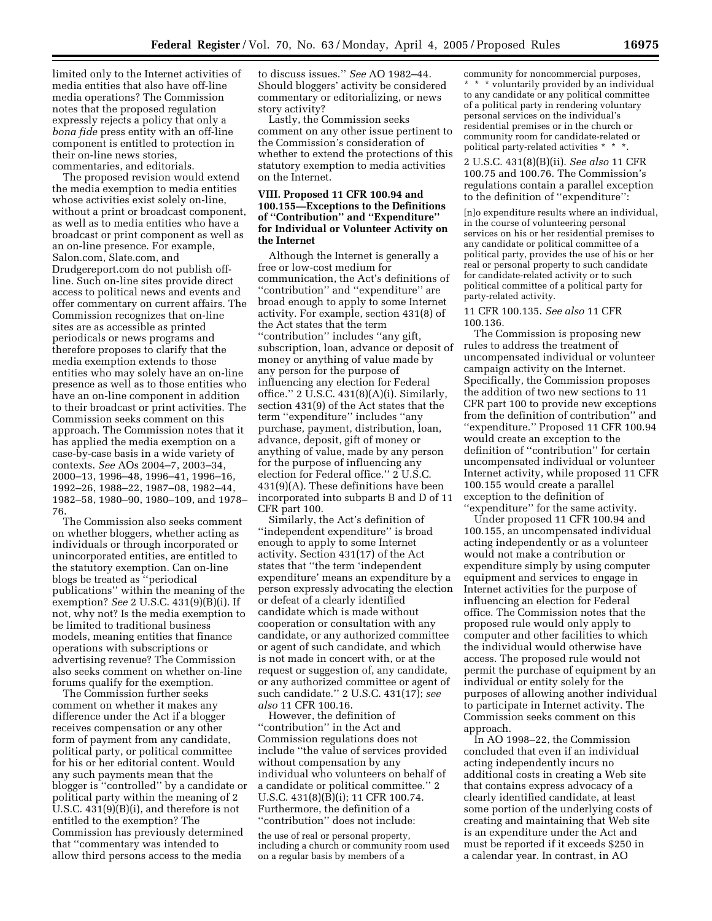limited only to the Internet activities of media entities that also have off-line media operations? The Commission notes that the proposed regulation expressly rejects a policy that only a *bona fide* press entity with an off-line component is entitled to protection in their on-line news stories, commentaries, and editorials.

The proposed revision would extend the media exemption to media entities whose activities exist solely on-line, without a print or broadcast component, as well as to media entities who have a broadcast or print component as well as an on-line presence. For example, Salon.com, Slate.com, and Drudgereport.com do not publish off-line. Such on-line sites provide direct access to political news and events and offer commentary on current affairs. The Commission recognizes that on-line sites are as accessible as printed periodicals or news programs and therefore proposes to clarify that the media exemption extends to those entities who may solely have an on-line presence as well as to those entities who have an on-line component in addition to their broadcast or print activities. The Commission seeks comment on this approach. The Commission notes that it has applied the media exemption on a case-by-case basis in a wide variety of contexts. *See* AOs 2004–7, 2003–34, 2000–13, 1996–48, 1996–41, 1996–16, 1992–26, 1988–22, 1987–08, 1982–44, 1982–58, 1980–90, 1980–109, and 1978–76.

The Commission also seeks comment on whether bloggers, whether acting as individuals or through incorporated or unincorporated entities, are entitled to the statutory exemption. Can on-line blogs be treated as ''periodical publications'' within the meaning of the exemption? *See* 2 U.S.C. 431(9)(B)(i). If not, why not? Is the media exemption to be limited to traditional business models, meaning entities that finance operations with subscriptions or advertising revenue? The Commission also seeks comment on whether on-line forums qualify for the exemption.

The Commission further seeks comment on whether it makes any difference under the Act if a blogger receives compensation or any other form of payment from any candidate, political party, or political committee for his or her editorial content. Would any such payments mean that the blogger is ''controlled'' by a candidate or political party within the meaning of 2 U.S.C. 431(9)(B)(i), and therefore is not entitled to the exemption? The Commission has previously determined that ''commentary was intended to allow third persons access to the media to discuss issues.'' *See* AO 1982–44. Should bloggers' activity be considered commentary or editorializing, or news story activity?

Lastly, the Commission seeks comment on any other issue pertinent to the Commission's consideration of whether to extend the protections of this statutory exemption to media activities on the Internet.

## VIII. Proposed 11 CFR 100.94 and 100.155—Exceptions to the Definitions of ''Contribution'' and ''Expenditure'' for Individual or Volunteer Activity on the Internet

Although the Internet is generally a free or low-cost medium for communication, the Act's definitions of ''contribution'' and ''expenditure'' are broad enough to apply to some Internet activity. For example, section 431(8) of the Act states that the term ''contribution'' includes ''any gift, subscription, loan, advance or deposit of money or anything of value made by any person for the purpose of influencing any election for Federal office.'' 2 U.S.C. 431(8)(A)(i). Similarly, section 431(9) of the Act states that the term ''expenditure'' includes ''any purchase, payment, distribution, loan, advance, deposit, gift of money or anything of value, made by any person for the purpose of influencing any election for Federal office.'' 2 U.S.C. 431(9)(A). These definitions have been incorporated into subparts B and D of 11 CFR part 100.

Similarly, the Act's definition of ''independent expenditure'' is broad enough to apply to some Internet activity. Section 431(17) of the Act states that ''the term 'independent expenditure' means an expenditure by a person expressly advocating the election or defeat of a clearly identified candidate which is made without cooperation or consultation with any candidate, or any authorized committee or agent of such candidate, and which is not made in concert with, or at the request or suggestion of, any candidate, or any authorized committee or agent of such candidate.'' 2 U.S.C. 431(17); *see also* 11 CFR 100.16.

However, the definition of ''contribution'' in the Act and Commission regulations does not include ''the value of services provided without compensation by any individual who volunteers on behalf of a candidate or political committee.'' 2 U.S.C. 431(8)(B)(i); 11 CFR 100.74. Furthermore, the definition of a ''contribution'' does not include:

> the use of real or personal property, including a church or community room used on a regular basis by members of a community for noncommercial purposes, * * * voluntarily provided by an individual to any candidate or any political committee of a political party in rendering voluntary personal services on the individual's residential premises or in the church or community room for candidate-related or political party-related activities * * *.

2 U.S.C. 431(8)(B)(ii). *See also* 11 CFR 100.75 and 100.76. The Commission's regulations contain a parallel exception to the definition of ''expenditure'':

> [n]o expenditure results where an individual, in the course of volunteering personal services on his or her residential premises to any candidate or political committee of a political party, provides the use of his or her real or personal property to such candidate for candidate-related activity or to such political committee of a political party for party-related activity.

11 CFR 100.135. *See also* 11 CFR 100.136.

The Commission is proposing new rules to address the treatment of uncompensated individual or volunteer campaign activity on the Internet. Specifically, the Commission proposes the addition of two new sections to 11 CFR part 100 to provide new exceptions from the definition of contribution'' and ''expenditure.'' Proposed 11 CFR 100.94 would create an exception to the definition of ''contribution'' for certain uncompensated individual or volunteer Internet activity, while proposed 11 CFR 100.155 would create a parallel exception to the definition of ''expenditure'' for the same activity.

Under proposed 11 CFR 100.94 and 100.155, an uncompensated individual acting independently or as a volunteer would not make a contribution or expenditure simply by using computer equipment and services to engage in Internet activities for the purpose of influencing an election for Federal office. The Commission notes that the proposed rule would only apply to computer and other facilities to which the individual would otherwise have access. The proposed rule would not permit the purchase of equipment by an individual or entity solely for the purposes of allowing another individual to participate in Internet activity. The Commission seeks comment on this approach.

In AO 1998–22, the Commission concluded that even if an individual acting independently incurs no additional costs in creating a Web site that contains express advocacy of a clearly identified candidate, at least some portion of the underlying costs of creating and maintaining that Web site is an expenditure under the Act and must be reported if it exceeds $250 in a calendar year. In contrast, in AO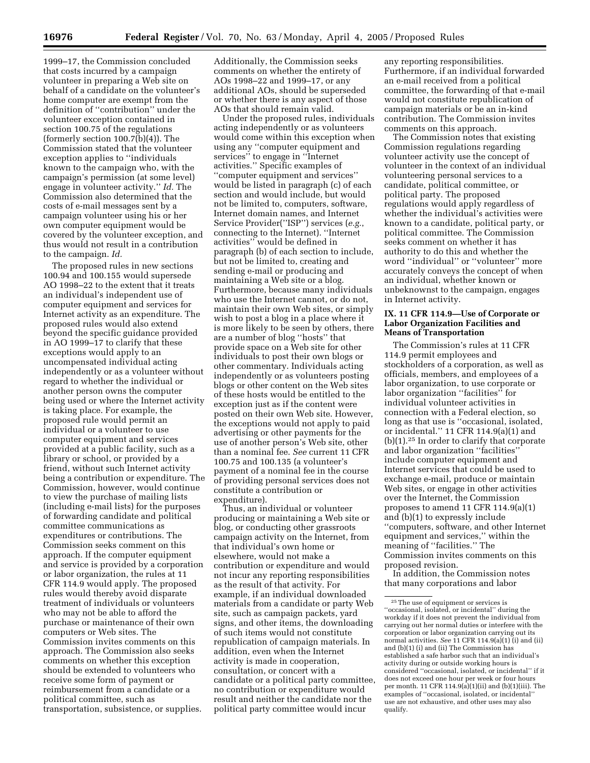1999–17, the Commission concluded that costs incurred by a campaign volunteer in preparing a Web site on behalf of a candidate on the volunteer's home computer are exempt from the definition of "contribution" under the volunteer exception contained in section 100.75 of the regulations (formerly section 100.7(b)(4)). The Commission stated that the volunteer exception applies to "individuals known to the campaign who, with the campaign's permission (at some level) engage in volunteer activity." *Id.* The Commission also determined that the costs of e-mail messages sent by a campaign volunteer using his or her own computer equipment would be covered by the volunteer exception, and thus would not result in a contribution to the campaign. *Id.*

The proposed rules in new sections 100.94 and 100.155 would supersede AO 1998–22 to the extent that it treats an individual's independent use of computer equipment and services for Internet activity as an expenditure. The proposed rules would also extend beyond the specific guidance provided in AO 1999–17 to clarify that these exceptions would apply to an uncompensated individual acting independently or as a volunteer without regard to whether the individual or another person owns the computer being used or where the Internet activity is taking place. For example, the proposed rule would permit an individual or a volunteer to use computer equipment and services provided at a public facility, such as a library or school, or provided by a friend, without such Internet activity being a contribution or expenditure. The Commission, however, would continue to view the purchase of mailing lists (including e-mail lists) for the purposes of forwarding candidate and political committee communications as expenditures or contributions. The Commission seeks comment on this approach. If the computer equipment and service is provided by a corporation or labor organization, the rules at 11 CFR 114.9 would apply. The proposed rules would thereby avoid disparate treatment of individuals or volunteers who may not be able to afford the purchase or maintenance of their own computers or Web sites. The Commission invites comments on this approach. The Commission also seeks comments on whether this exception should be extended to volunteers who receive some form of payment or reimbursement from a candidate or a political committee, such as transportation, subsistence, or supplies. Additionally, the Commission seeks comments on whether the entirety of AOs 1998–22 and 1999–17, or any additional AOs, should be superseded or whether there is any aspect of those AOs that should remain valid.

Under the proposed rules, individuals acting independently or as volunteers would come within this exception when using any "computer equipment and services" to engage in "Internet activities." Specific examples of "computer equipment and services" would be listed in paragraph (c) of each section and would include, but would not be limited to, computers, software, Internet domain names, and Internet Service Provider("ISP") services (*e.g.*, connecting to the Internet). "Internet activities" would be defined in paragraph (b) of each section to include, but not be limited to, creating and sending e-mail or producing and maintaining a Web site or a blog. Furthermore, because many individuals who use the Internet cannot, or do not, maintain their own Web sites, or simply wish to post a blog in a place where it is more likely to be seen by others, there are a number of blog "hosts" that provide space on a Web site for other individuals to post their own blogs or other commentary. Individuals acting independently or as volunteers posting blogs or other content on the Web sites of these hosts would be entitled to the exception just as if the content were posted on their own Web site. However, the exceptions would not apply to paid advertising or other payments for the use of another person's Web site, other than a nominal fee. *See* current 11 CFR 100.75 and 100.135 (a volunteer's payment of a nominal fee in the course of providing personal services does not constitute a contribution or expenditure).

Thus, an individual or volunteer producing or maintaining a Web site or blog, or conducting other grassroots campaign activity on the Internet, from that individual's own home or elsewhere, would not make a contribution or expenditure and would not incur any reporting responsibilities as the result of that activity. For example, if an individual downloaded materials from a candidate or party Web site, such as campaign packets, yard signs, and other items, the downloading of such items would not constitute republication of campaign materials. In addition, even when the Internet activity is made in cooperation, consultation, or concert with a candidate or a political party committee, no contribution or expenditure would result and neither the candidate nor the political party committee would incur any reporting responsibilities. Furthermore, if an individual forwarded an e-mail received from a political committee, the forwarding of that e-mail would not constitute republication of campaign materials or be an in-kind contribution. The Commission invites comments on this approach.

The Commission notes that existing Commission regulations regarding volunteer activity use the concept of volunteer in the context of an individual volunteering personal services to a candidate, political committee, or political party. The proposed regulations would apply regardless of whether the individual's activities were known to a candidate, political party, or political committee. The Commission seeks comment on whether it has authority to do this and whether the word "individual" or "volunteer" more accurately conveys the concept of when an individual, whether known or unbeknownst to the campaign, engages in Internet activity.

## IX. 11 CFR 114.9—Use of Corporate or Labor Organization Facilities and Means of Transportation

The Commission's rules at 11 CFR 114.9 permit employees and stockholders of a corporation, as well as officials, members, and employees of a labor organization, to use corporate or labor organization "facilities" for individual volunteer activities in connection with a Federal election, so long as that use is "occasional, isolated, or incidental." 11 CFR 114.9(a)(1) and (b)(1).[25] In order to clarify that corporate and labor organization "facilities" include computer equipment and Internet services that could be used to exchange e-mail, produce or maintain Web sites, or engage in other activities over the Internet, the Commission proposes to amend 11 CFR 114.9(a)(1) and (b)(1) to expressly include "computers, software, and other Internet equipment and services," within the meaning of "facilities." The Commission invites comments on this proposed revision.

In addition, the Commission notes that many corporations and labor

[25] The use of equipment or services is "occasional, isolated, or incidental" during the workday if it does not prevent the individual from carrying out her normal duties or interfere with the corporation or labor organization carrying out its normal activities. *See* 11 CFR 114.9(a)(1) (i) and (ii) and (b)(1) (i) and (ii) The Commission has established a safe harbor such that an individual's activity during or outside working hours is considered "occasional, isolated, or incidental" if it does not exceed one hour per week or four hours per month. 11 CFR 114.9(a)(1)(ii) and (b)(1)(iii). The examples of "occasional, isolated, or incidental" use are not exhaustive, and other uses may also qualify.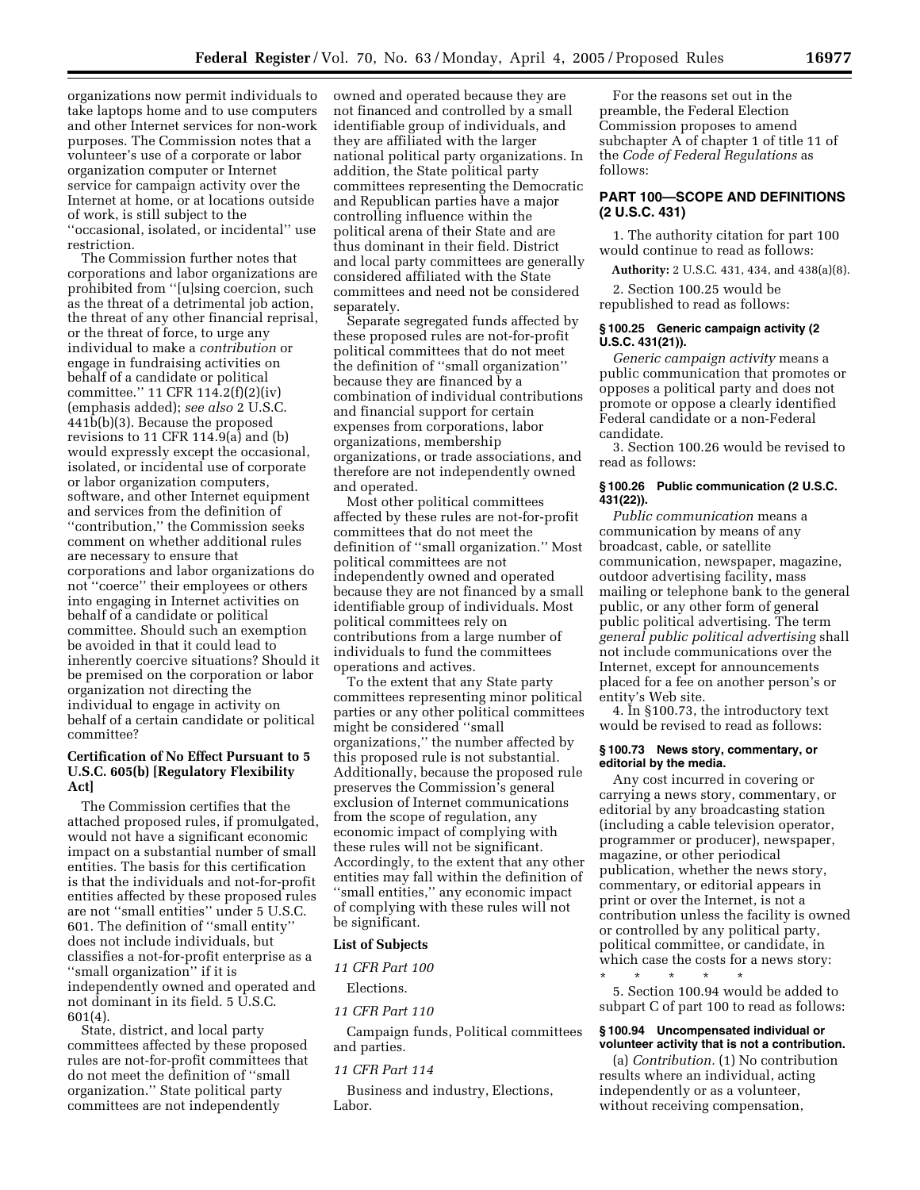organizations now permit individuals to take laptops home and to use computers and other Internet services for non-work purposes. The Commission notes that a volunteer's use of a corporate or labor organization computer or Internet service for campaign activity over the Internet at home, or at locations outside of work, is still subject to the ''occasional, isolated, or incidental'' use restriction.

The Commission further notes that corporations and labor organizations are prohibited from ''[u]sing coercion, such as the threat of a detrimental job action, the threat of any other financial reprisal, or the threat of force, to urge any individual to make a *contribution* or engage in fundraising activities on behalf of a candidate or political committee.'' 11 CFR 114.2(f)(2)(iv) (emphasis added); *see also* 2 U.S.C. 441b(b)(3). Because the proposed revisions to 11 CFR 114.9(a) and (b) would expressly except the occasional, isolated, or incidental use of corporate or labor organization computers, software, and other Internet equipment and services from the definition of ''contribution,'' the Commission seeks comment on whether additional rules are necessary to ensure that corporations and labor organizations do not ''coerce'' their employees or others into engaging in Internet activities on behalf of a candidate or political committee. Should such an exemption be avoided in that it could lead to inherently coercive situations? Should it be premised on the corporation or labor organization not directing the individual to engage in activity on behalf of a certain candidate or political committee?

**Certification of No Effect Pursuant to 5 U.S.C. 605(b) [Regulatory Flexibility Act]**

The Commission certifies that the attached proposed rules, if promulgated, would not have a significant economic impact on a substantial number of small entities. The basis for this certification is that the individuals and not-for-profit entities affected by these proposed rules are not ''small entities'' under 5 U.S.C. 601. The definition of ''small entity'' does not include individuals, but classifies a not-for-profit enterprise as a ''small organization'' if it is independently owned and operated and not dominant in its field. 5 U.S.C. 601(4).

State, district, and local party committees affected by these proposed rules are not-for-profit committees that do not meet the definition of ''small organization.'' State political party committees are not independently owned and operated because they are not financed and controlled by a small identifiable group of individuals, and they are affiliated with the larger national political party organizations. In addition, the State political party committees representing the Democratic and Republican parties have a major controlling influence within the political arena of their State and are thus dominant in their field. District and local party committees are generally considered affiliated with the State committees and need not be considered separately.

Separate segregated funds affected by these proposed rules are not-for-profit political committees that do not meet the definition of ''small organization'' because they are financed by a combination of individual contributions and financial support for certain expenses from corporations, labor organizations, membership organizations, or trade associations, and therefore are not independently owned and operated.

Most other political committees affected by these rules are not-for-profit committees that do not meet the definition of ''small organization.'' Most political committees are not independently owned and operated because they are not financed by a small identifiable group of individuals. Most political committees rely on contributions from a large number of individuals to fund the committees operations and actives.

To the extent that any State party committees representing minor political parties or any other political committees might be considered ''small organizations,'' the number affected by this proposed rule is not substantial. Additionally, because the proposed rule preserves the Commission's general exclusion of Internet communications from the scope of regulation, any economic impact of complying with these rules will not be significant. Accordingly, to the extent that any other entities may fall within the definition of ''small entities,'' any economic impact of complying with these rules will not be significant.

**List of Subjects**

*11 CFR Part 100*

Elections.

*11 CFR Part 110*

Campaign funds, Political committees and parties.

*11 CFR Part 114*

Business and industry, Elections, Labor.

For the reasons set out in the preamble, the Federal Election Commission proposes to amend subchapter A of chapter 1 of title 11 of the *Code of Federal Regulations* as follows:

## PART 100—SCOPE AND DEFINITIONS (2 U.S.C. 431)

1. The authority citation for part 100 would continue to read as follows:

**Authority:** 2 U.S.C. 431, 434, and 438(a)(8).

2. Section 100.25 would be republished to read as follows:

**§ 100.25 Generic campaign activity (2 U.S.C. 431(21)).**

*Generic campaign activity* means a public communication that promotes or opposes a political party and does not promote or oppose a clearly identified Federal candidate or a non-Federal candidate.

3. Section 100.26 would be revised to read as follows:

**§ 100.26 Public communication (2 U.S.C. 431(22)).**

*Public communication* means a communication by means of any broadcast, cable, or satellite communication, newspaper, magazine, outdoor advertising facility, mass mailing or telephone bank to the general public, or any other form of general public political advertising. The term *general public political advertising* shall not include communications over the Internet, except for announcements placed for a fee on another person's or entity's Web site.

4. In §100.73, the introductory text would be revised to read as follows:

**§ 100.73 News story, commentary, or editorial by the media.**

Any cost incurred in covering or carrying a news story, commentary, or editorial by any broadcasting station (including a cable television operator, programmer or producer), newspaper, magazine, or other periodical publication, whether the news story, commentary, or editorial appears in print or over the Internet, is not a contribution unless the facility is owned or controlled by any political party, political committee, or candidate, in which case the costs for a news story:

\* \* \* \* \*

5. Section 100.94 would be added to subpart C of part 100 to read as follows:

**§ 100.94 Uncompensated individual or volunteer activity that is not a contribution.**

(a) *Contribution.* (1) No contribution results where an individual, acting independently or as a volunteer, without receiving compensation,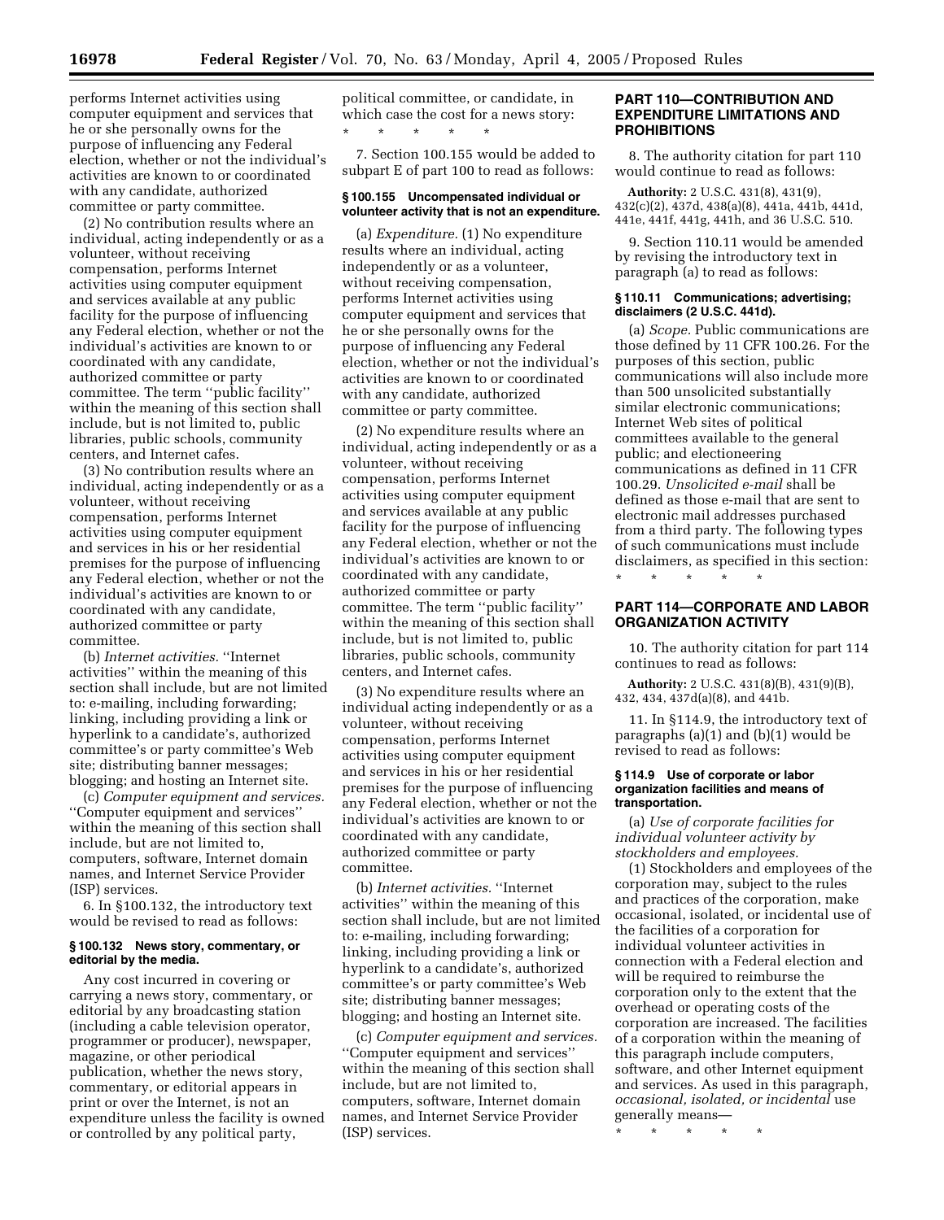performs Internet activities using computer equipment and services that he or she personally owns for the purpose of influencing any Federal election, whether or not the individual's activities are known to or coordinated with any candidate, authorized committee or party committee.

(2) No contribution results where an individual, acting independently or as a volunteer, without receiving compensation, performs Internet activities using computer equipment and services available at any public facility for the purpose of influencing any Federal election, whether or not the individual's activities are known to or coordinated with any candidate, authorized committee or party committee. The term ''public facility'' within the meaning of this section shall include, but is not limited to, public libraries, public schools, community centers, and Internet cafes.

(3) No contribution results where an individual, acting independently or as a volunteer, without receiving compensation, performs Internet activities using computer equipment and services in his or her residential premises for the purpose of influencing any Federal election, whether or not the individual's activities are known to or coordinated with any candidate, authorized committee or party committee.

(b) *Internet activities.* ''Internet activities'' within the meaning of this section shall include, but are not limited to: e-mailing, including forwarding; linking, including providing a link or hyperlink to a candidate's, authorized committee's or party committee's Web site; distributing banner messages; blogging; and hosting an Internet site.

(c) *Computer equipment and services.* ''Computer equipment and services'' within the meaning of this section shall include, but are not limited to, computers, software, Internet domain names, and Internet Service Provider (ISP) services.

6. In §100.132, the introductory text would be revised to read as follows:

**§ 100.132 News story, commentary, or editorial by the media.**

Any cost incurred in covering or carrying a news story, commentary, or editorial by any broadcasting station (including a cable television operator, programmer or producer), newspaper, magazine, or other periodical publication, whether the news story, commentary, or editorial appears in print or over the Internet, is not an expenditure unless the facility is owned or controlled by any political party, political committee, or candidate, in which case the cost for a news story:

\* \* \* \* \*

7. Section 100.155 would be added to subpart E of part 100 to read as follows:

**§ 100.155 Uncompensated individual or volunteer activity that is not an expenditure.**

(a) *Expenditure.* (1) No expenditure results where an individual, acting independently or as a volunteer, without receiving compensation, performs Internet activities using computer equipment and services that he or she personally owns for the purpose of influencing any Federal election, whether or not the individual's activities are known to or coordinated with any candidate, authorized committee or party committee.

(2) No expenditure results where an individual, acting independently or as a volunteer, without receiving compensation, performs Internet activities using computer equipment and services available at any public facility for the purpose of influencing any Federal election, whether or not the individual's activities are known to or coordinated with any candidate, authorized committee or party committee. The term ''public facility'' within the meaning of this section shall include, but is not limited to, public libraries, public schools, community centers, and Internet cafes.

(3) No expenditure results where an individual acting independently or as a volunteer, without receiving compensation, performs Internet activities using computer equipment and services in his or her residential premises for the purpose of influencing any Federal election, whether or not the individual's activities are known to or coordinated with any candidate, authorized committee or party committee.

(b) *Internet activities.* ''Internet activities'' within the meaning of this section shall include, but are not limited to: e-mailing, including forwarding; linking, including providing a link or hyperlink to a candidate's, authorized committee's or party committee's Web site; distributing banner messages; blogging; and hosting an Internet site.

(c) *Computer equipment and services.* ''Computer equipment and services'' within the meaning of this section shall include, but are not limited to, computers, software, Internet domain names, and Internet Service Provider (ISP) services.

## PART 110—CONTRIBUTION AND EXPENDITURE LIMITATIONS AND PROHIBITIONS

8. The authority citation for part 110 would continue to read as follows:

**Authority:** 2 U.S.C. 431(8), 431(9), 432(c)(2), 437d, 438(a)(8), 441a, 441b, 441d, 441e, 441f, 441g, 441h, and 36 U.S.C. 510.

9. Section 110.11 would be amended by revising the introductory text in paragraph (a) to read as follows:

**§ 110.11 Communications; advertising; disclaimers (2 U.S.C. 441d).**

(a) *Scope.* Public communications are those defined by 11 CFR 100.26. For the purposes of this section, public communications will also include more than 500 unsolicited substantially similar electronic communications; Internet Web sites of political committees available to the general public; and electioneering communications as defined in 11 CFR 100.29. *Unsolicited e-mail* shall be defined as those e-mail that are sent to electronic mail addresses purchased from a third party. The following types of such communications must include disclaimers, as specified in this section:

\* \* \* \* \*

## PART 114—CORPORATE AND LABOR ORGANIZATION ACTIVITY

10. The authority citation for part 114 continues to read as follows:

**Authority:** 2 U.S.C. 431(8)(B), 431(9)(B), 432, 434, 437d(a)(8), and 441b.

11. In §114.9, the introductory text of paragraphs (a)(1) and (b)(1) would be revised to read as follows:

**§ 114.9 Use of corporate or labor organization facilities and means of transportation.**

(a) *Use of corporate facilities for individual volunteer activity by stockholders and employees.*

(1) Stockholders and employees of the corporation may, subject to the rules and practices of the corporation, make occasional, isolated, or incidental use of the facilities of a corporation for individual volunteer activities in connection with a Federal election and will be required to reimburse the corporation only to the extent that the overhead or operating costs of the corporation are increased. The facilities of a corporation within the meaning of this paragraph include computers, software, and other Internet equipment and services. As used in this paragraph, *occasional, isolated, or incidental* use generally means—

\* \* \* \* \*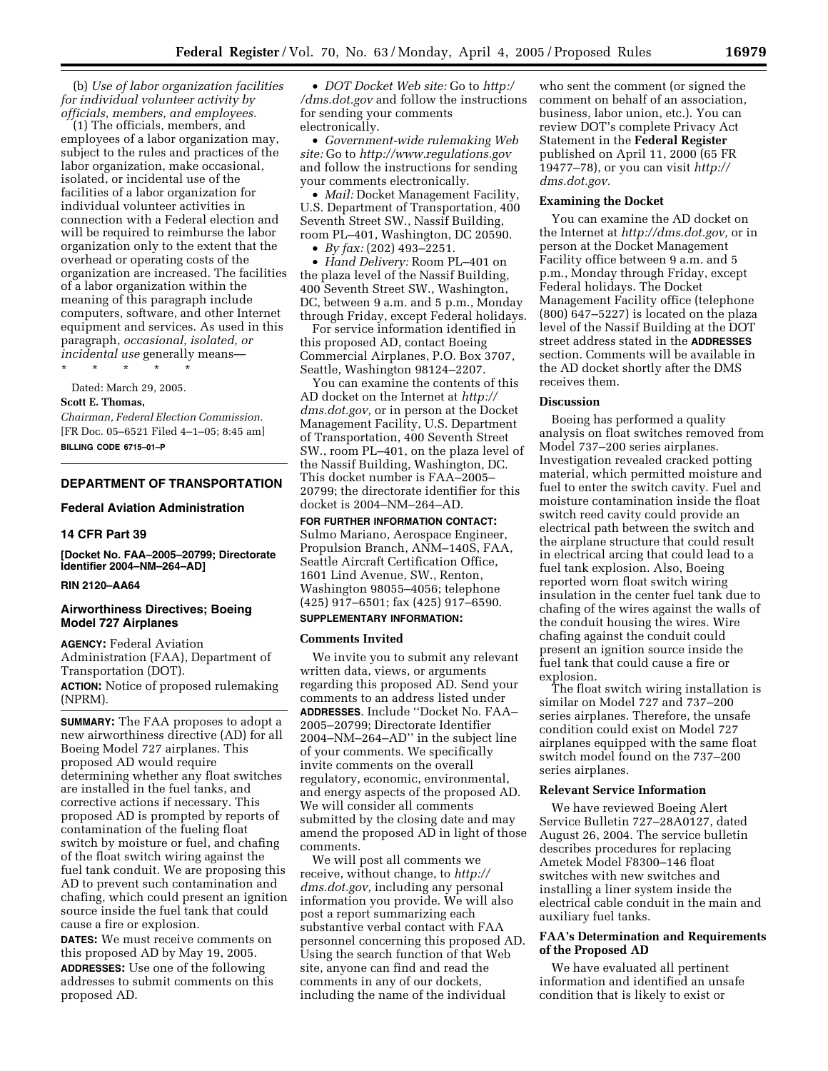(b) *Use of labor organization facilities for individual volunteer activity by officials, members, and employees.*

(1) The officials, members, and employees of a labor organization may, subject to the rules and practices of the labor organization, make occasional, isolated, or incidental use of the facilities of a labor organization for individual volunteer activities in connection with a Federal election and will be required to reimburse the labor organization only to the extent that the overhead or operating costs of the organization are increased. The facilities of a labor organization within the meaning of this paragraph include computers, software, and other Internet equipment and services. As used in this paragraph, *occasional, isolated, or incidental use* generally means—

\* \* \* \* \*

Dated: March 29, 2005.

**Scott E. Thomas,**

*Chairman, Federal Election Commission.*

[FR Doc. 05–6521 Filed 4–1–05; 8:45 am]

**BILLING CODE 6715–01–P**

---

## DEPARTMENT OF TRANSPORTATION

### Federal Aviation Administration

### 14 CFR Part 39

**[Docket No. FAA–2005–20799; Directorate Identifier 2004–NM–264–AD]**

**RIN 2120–AA64**

### Airworthiness Directives; Boeing Model 727 Airplanes

**AGENCY:** Federal Aviation Administration (FAA), Department of Transportation (DOT).

**ACTION:** Notice of proposed rulemaking (NPRM).

**SUMMARY:** The FAA proposes to adopt a new airworthiness directive (AD) for all Boeing Model 727 airplanes. This proposed AD would require determining whether any float switches are installed in the fuel tanks, and corrective actions if necessary. This proposed AD is prompted by reports of contamination of the fueling float switch by moisture or fuel, and chafing of the float switch wiring against the fuel tank conduit. We are proposing this AD to prevent such contamination and chafing, which could present an ignition source inside the fuel tank that could cause a fire or explosion.

**DATES:** We must receive comments on this proposed AD by May 19, 2005.

**ADDRESSES:** Use one of the following addresses to submit comments on this proposed AD.

- *DOT Docket Web site:* Go to *http://dms.dot.gov* and follow the instructions for sending your comments electronically.
- *Government-wide rulemaking Web site:* Go to *http://www.regulations.gov* and follow the instructions for sending your comments electronically.
- *Mail:* Docket Management Facility, U.S. Department of Transportation, 400 Seventh Street SW., Nassif Building, room PL–401, Washington, DC 20590.
- *By fax:* (202) 493–2251.
- *Hand Delivery:* Room PL–401 on the plaza level of the Nassif Building, 400 Seventh Street SW., Washington, DC, between 9 a.m. and 5 p.m., Monday through Friday, except Federal holidays.

For service information identified in this proposed AD, contact Boeing Commercial Airplanes, P.O. Box 3707, Seattle, Washington 98124–2207.

You can examine the contents of this AD docket on the Internet at *http://dms.dot.gov,* or in person at the Docket Management Facility, U.S. Department of Transportation, 400 Seventh Street SW., room PL–401, on the plaza level of the Nassif Building, Washington, DC. This docket number is FAA–2005–20799; the directorate identifier for this docket is 2004–NM–264–AD.

**FOR FURTHER INFORMATION CONTACT:** Sulmo Mariano, Aerospace Engineer, Propulsion Branch, ANM–140S, FAA, Seattle Aircraft Certification Office, 1601 Lind Avenue, SW., Renton, Washington 98055–4056; telephone (425) 917–6501; fax (425) 917–6590.

**SUPPLEMENTARY INFORMATION:**

#### Comments Invited

We invite you to submit any relevant written data, views, or arguments regarding this proposed AD. Send your comments to an address listed under **ADDRESSES**. Include ''Docket No. FAA–2005–20799; Directorate Identifier 2004–NM–264–AD'' in the subject line of your comments. We specifically invite comments on the overall regulatory, economic, environmental, and energy aspects of the proposed AD. We will consider all comments submitted by the closing date and may amend the proposed AD in light of those comments.

We will post all comments we receive, without change, to *http://dms.dot.gov,* including any personal information you provide. We will also post a report summarizing each substantive verbal contact with FAA personnel concerning this proposed AD. Using the search function of that Web site, anyone can find and read the comments in any of our dockets, including the name of the individual who sent the comment (or signed the comment on behalf of an association, business, labor union, etc.). You can review DOT's complete Privacy Act Statement in the **Federal Register** published on April 11, 2000 (65 FR 19477–78), or you can visit *http://dms.dot.gov.*

#### Examining the Docket

You can examine the AD docket on the Internet at *http://dms.dot.gov,* or in person at the Docket Management Facility office between 9 a.m. and 5 p.m., Monday through Friday, except Federal holidays. The Docket Management Facility office (telephone (800) 647–5227) is located on the plaza level of the Nassif Building at the DOT street address stated in the **ADDRESSES** section. Comments will be available in the AD docket shortly after the DMS receives them.

#### Discussion

Boeing has performed a quality analysis on float switches removed from Model 737–200 series airplanes. Investigation revealed cracked potting material, which permitted moisture and fuel to enter the switch cavity. Fuel and moisture contamination inside the float switch reed cavity could provide an electrical path between the switch and the airplane structure that could result in electrical arcing that could lead to a fuel tank explosion. Also, Boeing reported worn float switch wiring insulation in the center fuel tank due to chafing of the wires against the walls of the conduit housing the wires. Wire chafing against the conduit could present an ignition source inside the fuel tank that could cause a fire or explosion.

The float switch wiring installation is similar on Model 727 and 737–200 series airplanes. Therefore, the unsafe condition could exist on Model 727 airplanes equipped with the same float switch model found on the 737–200 series airplanes.

#### Relevant Service Information

We have reviewed Boeing Alert Service Bulletin 727–28A0127, dated August 26, 2004. The service bulletin describes procedures for replacing Ametek Model F8300–146 float switches with new switches and installing a liner system inside the electrical cable conduit in the main and auxiliary fuel tanks.

#### FAA's Determination and Requirements of the Proposed AD

We have evaluated all pertinent information and identified an unsafe condition that is likely to exist or